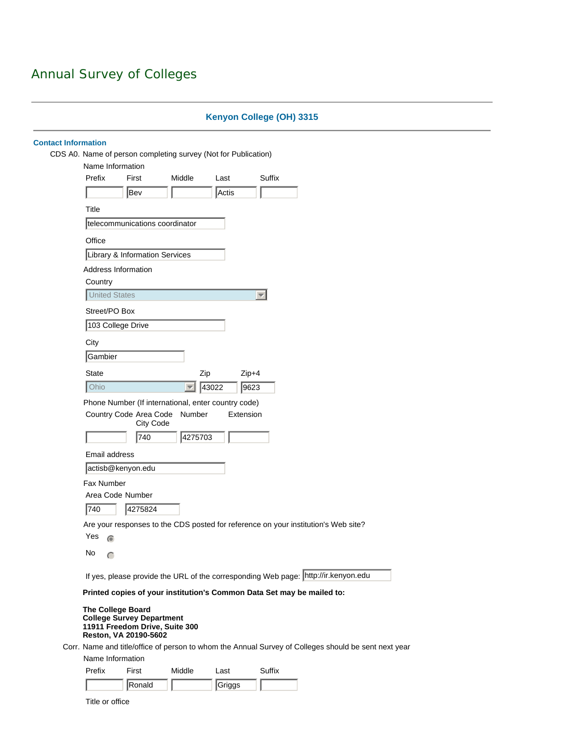# Annual Survey of Colleges

## Kenyon College (OH) 3315

### Contact Information

CDS A0. Name of person completing survey (Not for Publication)

Name Information

| Prefix | First | Middle | Last | Suffix |
|---|---|---|---|---|
| | Bev | | Actis | |

Title

telecommunications coordinator

Office

Library & Information Services

Address Information

Country

United States

Street/PO Box

103 College Drive

City

Gambier

| State | Zip | Zip+4 |
|---|---|---|
| Ohio | 43022 | 9623 |

Phone Number (If international, enter country code)

| Country Code | Area Code City Code | Number | Extension |
|---|---|---|---|
| | 740 | 4275703 | |

Email address

actisb@kenyon.edu

Fax Number

| Area Code | Number |
|---|---|
| 740 | 4275824 |

Are your responses to the CDS posted for reference on your institution's Web site?

Yes (selected)

No

If yes, please provide the URL of the corresponding Web page: http://ir.kenyon.edu

**Printed copies of your institution's Common Data Set may be mailed to:**

**The College Board**
**College Survey Department**
**11911 Freedom Drive, Suite 300**
**Reston, VA 20190-5602**

Corr. Name and title/office of person to whom the Annual Survey of Colleges should be sent next year

Name Information

| Prefix | First | Middle | Last | Suffix |
|---|---|---|---|---|
| | Ronald | | Griggs | |

Title or office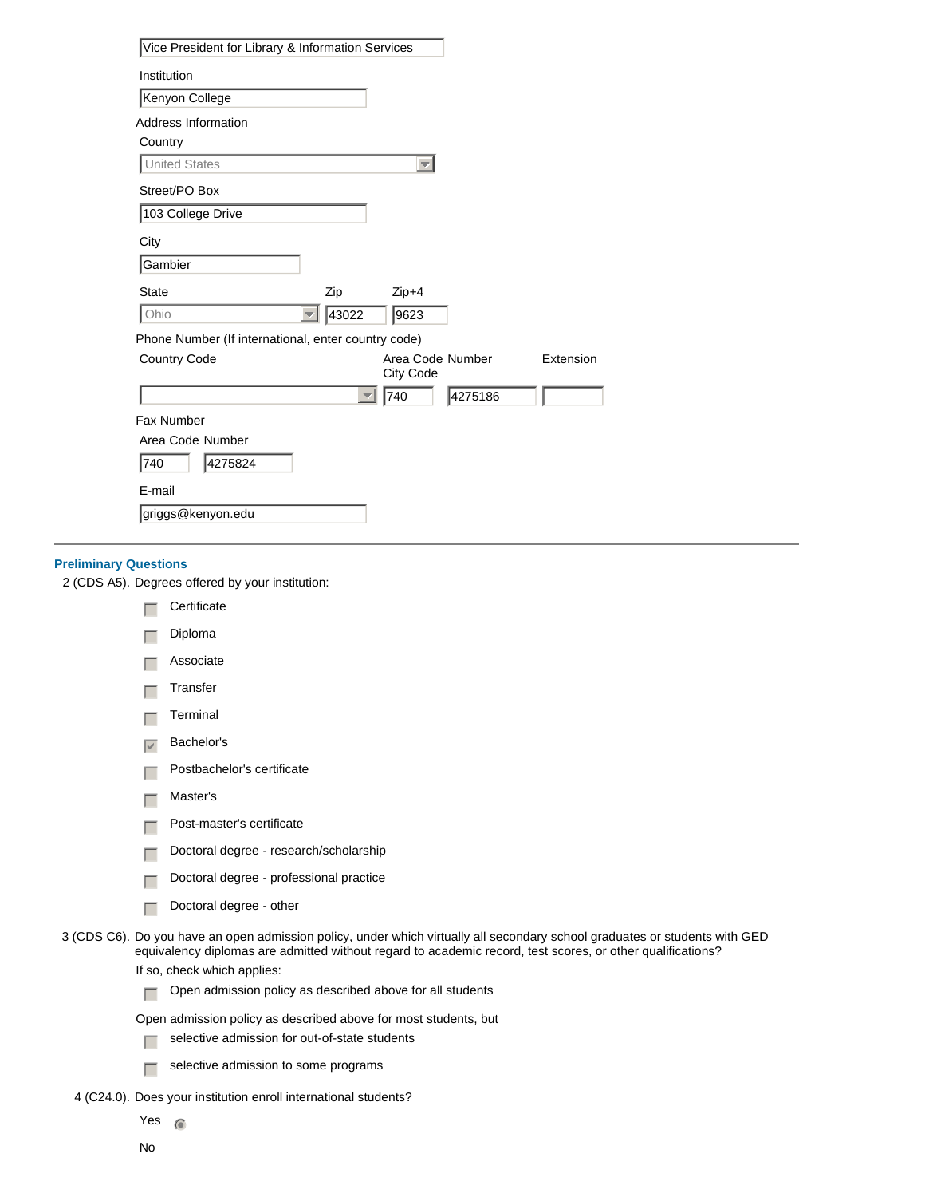Vice President for Library & Information Services

Institution

Kenyon College

Address Information

Country

United States

Street/PO Box

103 College Drive

City

Gambier

| State | Zip | Zip+4 |
|---|---|---|
| Ohio | 43022 | 9623 |

Phone Number (If international, enter country code)

| Country Code | Area Code City Code | Number | Extension |
|---|---|---|---|
| | 740 | 4275186 | |

Fax Number

| Area Code | Number |
|---|---|
| 740 | 4275824 |

E-mail

griggs@kenyon.edu

---

## Preliminary Questions

2 (CDS A5). Degrees offered by your institution:

- [ ] Certificate
- [ ] Diploma
- [ ] Associate
- [ ] Transfer
- [ ] Terminal
- [x] Bachelor's
- [ ] Postbachelor's certificate
- [ ] Master's
- [ ] Post-master's certificate
- [ ] Doctoral degree - research/scholarship
- [ ] Doctoral degree - professional practice
- [ ] Doctoral degree - other

3 (CDS C6). Do you have an open admission policy, under which virtually all secondary school graduates or students with GED equivalency diplomas are admitted without regard to academic record, test scores, or other qualifications?

If so, check which applies:

- [ ] Open admission policy as described above for all students

Open admission policy as described above for most students, but

- [ ] selective admission for out-of-state students
- [ ] selective admission to some programs

4 (C24.0). Does your institution enroll international students?

- (•) Yes
- ( ) No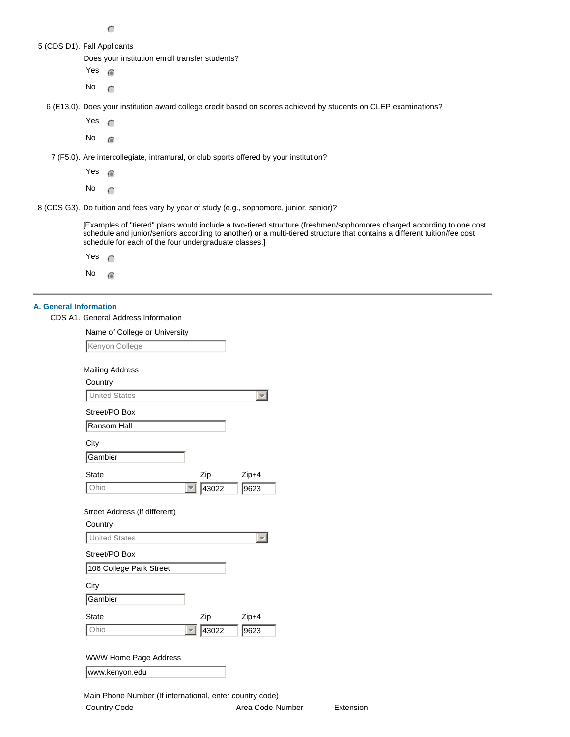5 (CDS D1). Fall Applicants

Does your institution enroll transfer students?

- Yes (selected)
- No

6 (E13.0). Does your institution award college credit based on scores achieved by students on CLEP examinations?

- Yes
- No (selected)

7 (F5.0). Are intercollegiate, intramural, or club sports offered by your institution?

- Yes (selected)
- No

8 (CDS G3). Do tuition and fees vary by year of study (e.g., sophomore, junior, senior)?

[Examples of "tiered" plans would include a two-tiered structure (freshmen/sophomores charged according to one cost schedule and junior/seniors according to another) or a multi-tiered structure that contains a different tuition/fee cost schedule for each of the four undergraduate classes.]

- Yes
- No (selected)

---

## A. General Information

CDS A1. General Address Information

Name of College or University

Kenyon College

Mailing Address

Country: United States

Street/PO Box: Ransom Hall

City: Gambier

State: Ohio | Zip: 43022 | Zip+4: 9623

Street Address (if different)

Country: United States

Street/PO Box: 106 College Park Street

City: Gambier

State: Ohio | Zip: 43022 | Zip+4: 9623

WWW Home Page Address

www.kenyon.edu

Main Phone Number (If international, enter country code)

Country Code | Area Code Number | Extension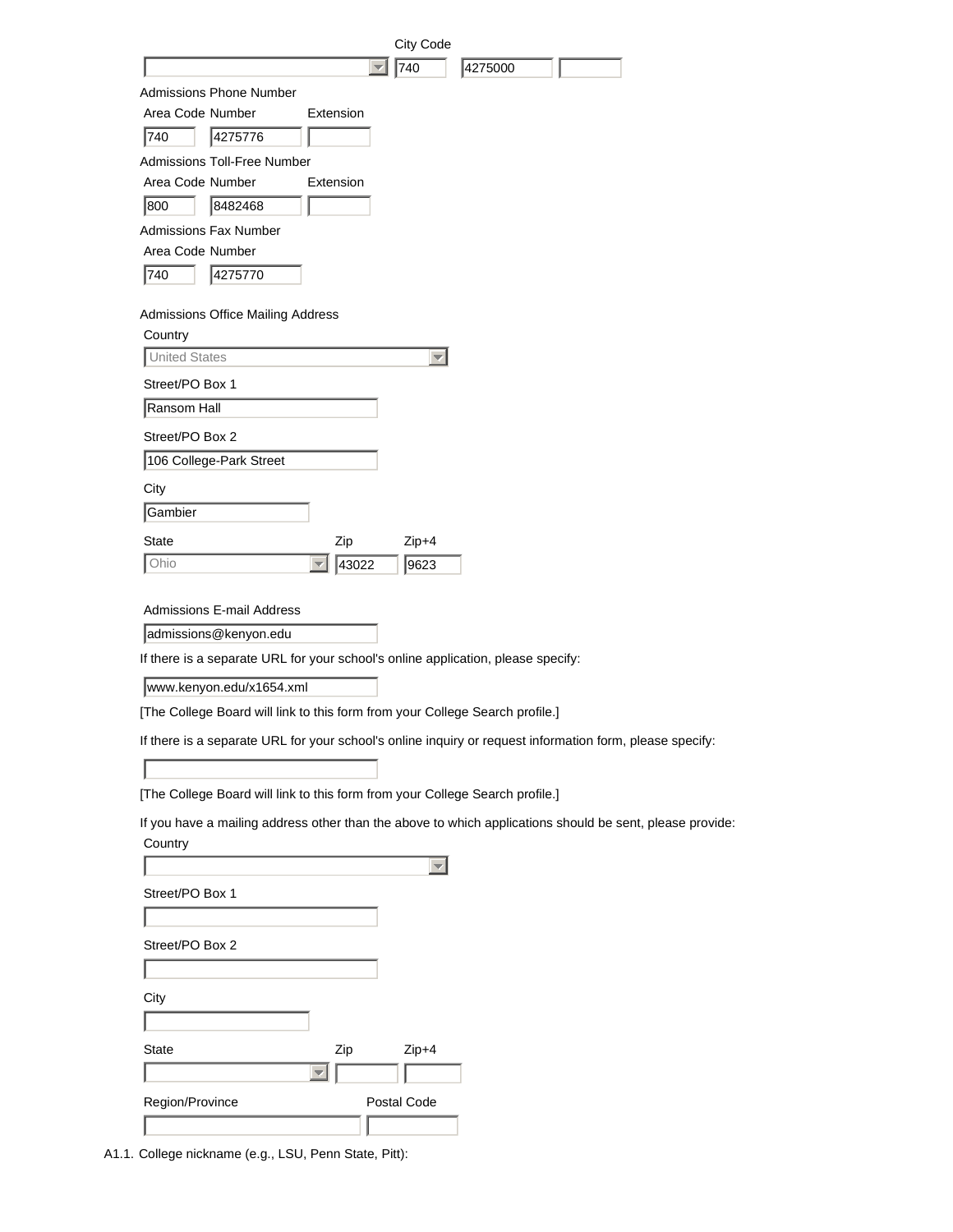City Code

[ ] | 740 | 4275000 | [ ]

Admissions Phone Number

| Area Code | Number | Extension |
|---|---|---|
| 740 | 4275776 | |

Admissions Toll-Free Number

| Area Code | Number | Extension |
|---|---|---|
| 800 | 8482468 | |

Admissions Fax Number

| Area Code | Number |
|---|---|
| 740 | 4275770 |

Admissions Office Mailing Address

Country

United States

Street/PO Box 1

Ransom Hall

Street/PO Box 2

106 College-Park Street

City

Gambier

| State | Zip | Zip+4 |
|---|---|---|
| Ohio | 43022 | 9623 |

Admissions E-mail Address

admissions@kenyon.edu

If there is a separate URL for your school's online application, please specify:

www.kenyon.edu/x1654.xml

[The College Board will link to this form from your College Search profile.]

If there is a separate URL for your school's online inquiry or request information form, please specify:

[The College Board will link to this form from your College Search profile.]

If you have a mailing address other than the above to which applications should be sent, please provide:

Country

Street/PO Box 1

Street/PO Box 2

City

| State | Zip | Zip+4 |
|---|---|---|
| | | |

| Region/Province | Postal Code |
|---|---|
| | |

A1.1. College nickname (e.g., LSU, Penn State, Pitt):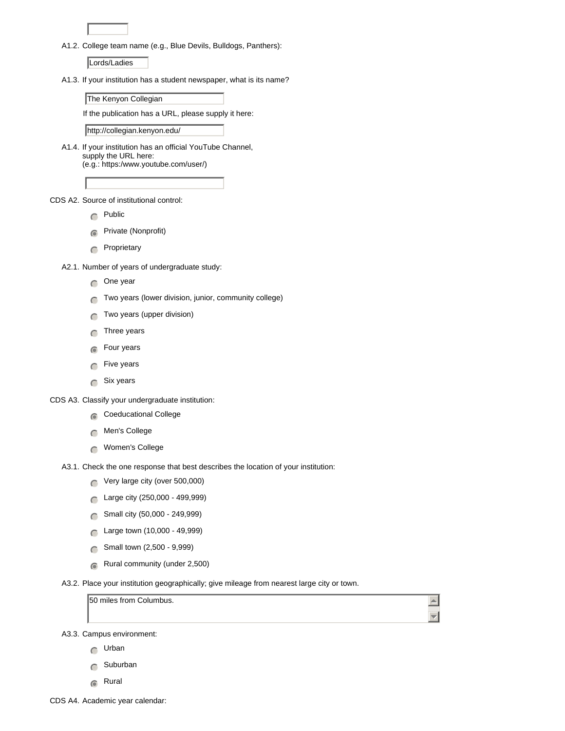A1.2. College team name (e.g., Blue Devils, Bulldogs, Panthers):

Lords/Ladies

A1.3. If your institution has a student newspaper, what is its name?

The Kenyon Collegian

If the publication has a URL, please supply it here:

http://collegian.kenyon.edu/

A1.4. If your institution has an official YouTube Channel, supply the URL here: (e.g.: https:/www.youtube.com/user/)

CDS A2. Source of institutional control:

- ○ Public
- ◉ Private (Nonprofit)
- ○ Proprietary

A2.1. Number of years of undergraduate study:

- ○ One year
- ○ Two years (lower division, junior, community college)
- ○ Two years (upper division)
- ○ Three years
- ◉ Four years
- ○ Five years
- ○ Six years

CDS A3. Classify your undergraduate institution:

- ◉ Coeducational College
- ○ Men's College
- ○ Women's College

A3.1. Check the one response that best describes the location of your institution:

- ○ Very large city (over 500,000)
- ○ Large city (250,000 - 499,999)
- ○ Small city (50,000 - 249,999)
- ○ Large town (10,000 - 49,999)
- ○ Small town (2,500 - 9,999)
- ◉ Rural community (under 2,500)

A3.2. Place your institution geographically; give mileage from nearest large city or town.

50 miles from Columbus.

A3.3. Campus environment:

- ○ Urban
- ○ Suburban
- ◉ Rural

CDS A4. Academic year calendar: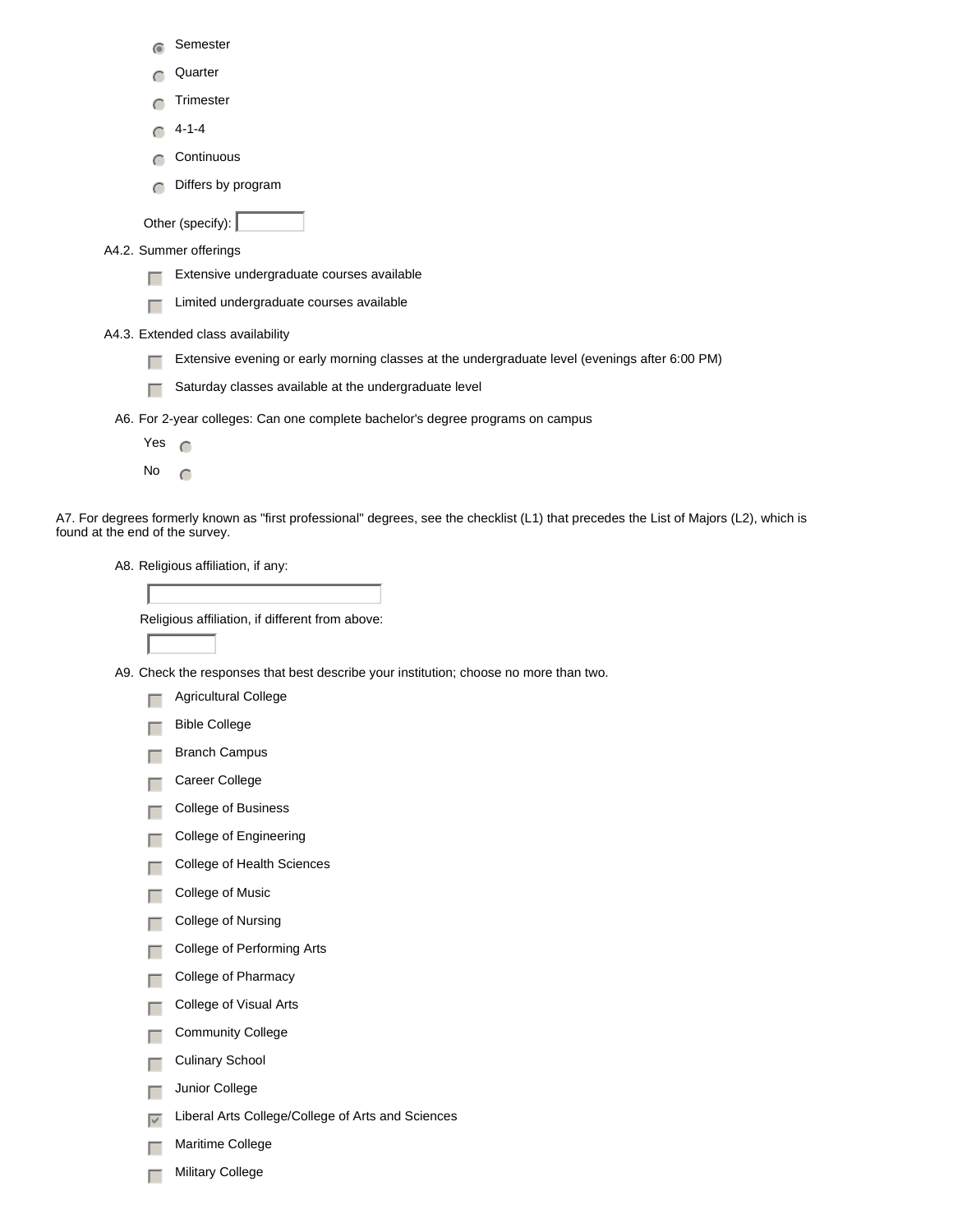- (x) Semester
- ( ) Quarter
- ( ) Trimester
- ( ) 4-1-4
- ( ) Continuous
- ( ) Differs by program

Other (specify): 

A4.2. Summer offerings

- [ ] Extensive undergraduate courses available
- [ ] Limited undergraduate courses available

A4.3. Extended class availability

- [ ] Extensive evening or early morning classes at the undergraduate level (evenings after 6:00 PM)
- [ ] Saturday classes available at the undergraduate level

A6. For 2-year colleges: Can one complete bachelor's degree programs on campus

Yes ( )

No ( )

A7. For degrees formerly known as "first professional" degrees, see the checklist (L1) that precedes the List of Majors (L2), which is found at the end of the survey.

A8. Religious affiliation, if any:

Religious affiliation, if different from above:

A9. Check the responses that best describe your institution; choose no more than two.

- [ ] Agricultural College
- [ ] Bible College
- [ ] Branch Campus
- [ ] Career College
- [ ] College of Business
- [ ] College of Engineering
- [ ] College of Health Sciences
- [ ] College of Music
- [ ] College of Nursing
- [ ] College of Performing Arts
- [ ] College of Pharmacy
- [ ] College of Visual Arts
- [ ] Community College
- [ ] Culinary School
- [ ] Junior College
- [x] Liberal Arts College/College of Arts and Sciences
- [ ] Maritime College
- [ ] Military College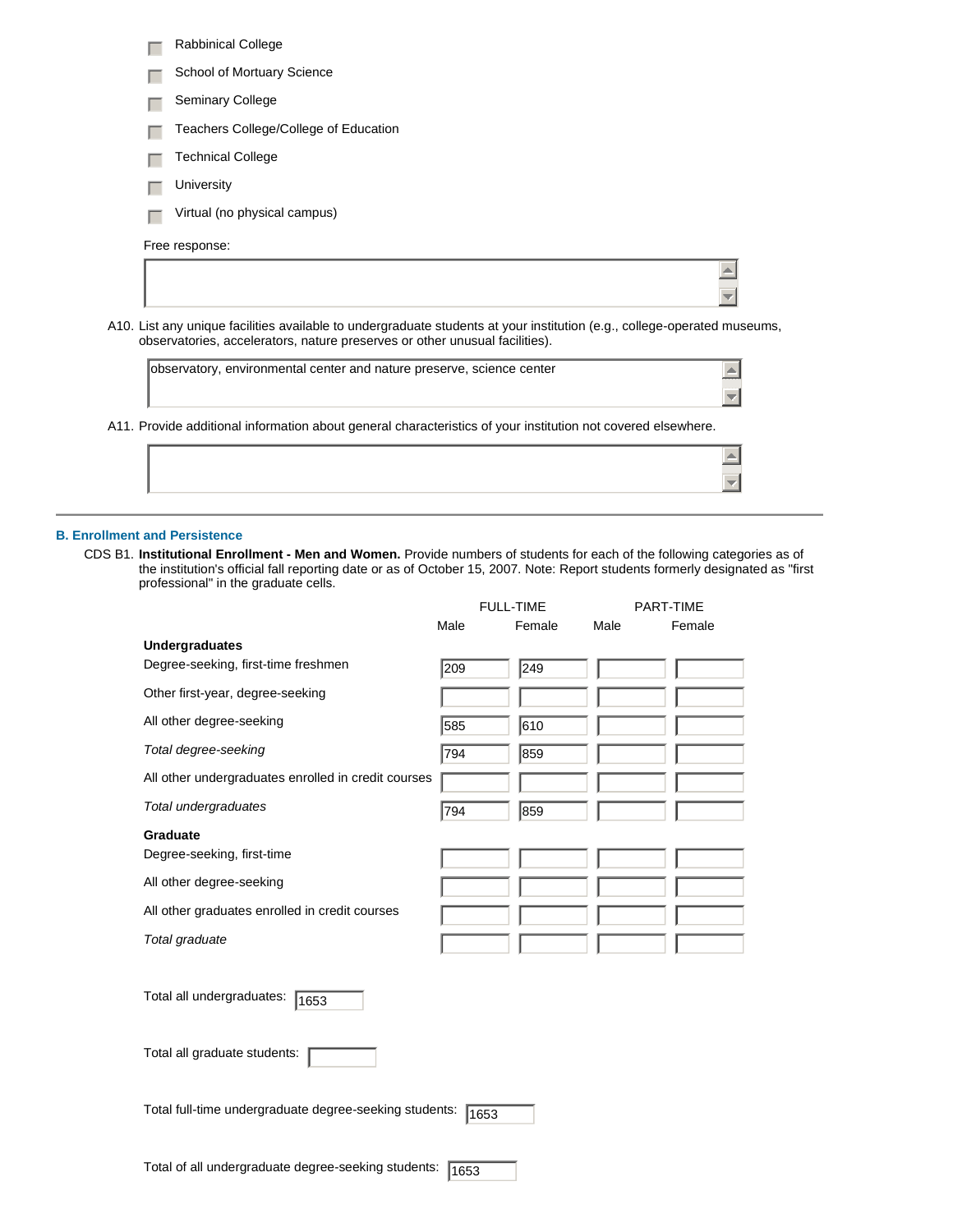- Rabbinical College
- School of Mortuary Science
- Seminary College
- Teachers College/College of Education
- Technical College
- University
- Virtual (no physical campus)

Free response:

A10. List any unique facilities available to undergraduate students at your institution (e.g., college-operated museums, observatories, accelerators, nature preserves or other unusual facilities).

observatory, environmental center and nature preserve, science center

A11. Provide additional information about general characteristics of your institution not covered elsewhere.

## B. Enrollment and Persistence

CDS B1. **Institutional Enrollment - Men and Women.** Provide numbers of students for each of the following categories as of the institution's official fall reporting date or as of October 15, 2007. Note: Report students formerly designated as "first professional" in the graduate cells.

| | FULL-TIME | | PART-TIME | |
|---|---|---|---|---|
| | Male | Female | Male | Female |
| **Undergraduates** | | | | |
| Degree-seeking, first-time freshmen | 209 | 249 | | |
| Other first-year, degree-seeking | | | | |
| All other degree-seeking | 585 | 610 | | |
| *Total degree-seeking* | 794 | 859 | | |
| All other undergraduates enrolled in credit courses | | | | |
| *Total undergraduates* | 794 | 859 | | |
| **Graduate** | | | | |
| Degree-seeking, first-time | | | | |
| All other degree-seeking | | | | |
| All other graduates enrolled in credit courses | | | | |
| *Total graduate* | | | | |

Total all undergraduates: 1653

Total all graduate students:

Total full-time undergraduate degree-seeking students: 1653

Total of all undergraduate degree-seeking students: 1653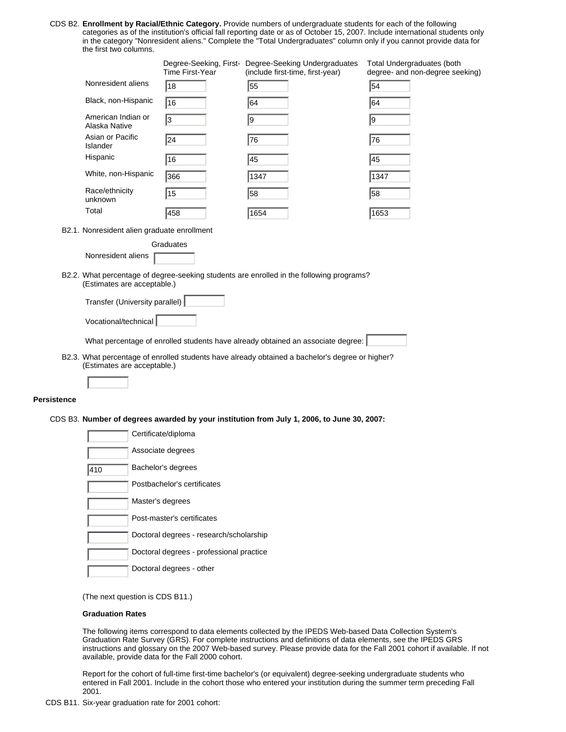CDS B2. **Enrollment by Racial/Ethnic Category.** Provide numbers of undergraduate students for each of the following categories as of the institution's official fall reporting date or as of October 15, 2007. Include international students only in the category "Nonresident aliens." Complete the "Total Undergraduates" column only if you cannot provide data for the first two columns.

| | Degree-Seeking, First-Time First-Year | Degree-Seeking Undergraduates (include first-time, first-year) | Total Undergraduates (both degree- and non-degree seeking) |
|---|---|---|---|
| Nonresident aliens | 18 | 55 | 54 |
| Black, non-Hispanic | 16 | 64 | 64 |
| American Indian or Alaska Native | 3 | 9 | 9 |
| Asian or Pacific Islander | 24 | 76 | 76 |
| Hispanic | 16 | 45 | 45 |
| White, non-Hispanic | 366 | 1347 | 1347 |
| Race/ethnicity unknown | 15 | 58 | 58 |
| Total | 458 | 1654 | 1653 |

B2.1. Nonresident alien graduate enrollment

| | Graduates |
|---|---|
| Nonresident aliens | |

B2.2. What percentage of degree-seeking students are enrolled in the following programs? (Estimates are acceptable.)

Transfer (University parallel) 

Vocational/technical 

What percentage of enrolled students have already obtained an associate degree: 

B2.3. What percentage of enrolled students have already obtained a bachelor's degree or higher? (Estimates are acceptable.)

**Persistence**

CDS B3. **Number of degrees awarded by your institution from July 1, 2006, to June 30, 2007:**

| | |
|---|---|
| | Certificate/diploma |
| | Associate degrees |
| 410 | Bachelor's degrees |
| | Postbachelor's certificates |
| | Master's degrees |
| | Post-master's certificates |
| | Doctoral degrees - research/scholarship |
| | Doctoral degrees - professional practice |
| | Doctoral degrees - other |

(The next question is CDS B11.)

**Graduation Rates**

The following items correspond to data elements collected by the IPEDS Web-based Data Collection System's Graduation Rate Survey (GRS). For complete instructions and definitions of data elements, see the IPEDS GRS instructions and glossary on the 2007 Web-based survey. Please provide data for the Fall 2001 cohort if available. If not available, provide data for the Fall 2000 cohort.

Report for the cohort of full-time first-time bachelor's (or equivalent) degree-seeking undergraduate students who entered in Fall 2001. Include in the cohort those who entered your institution during the summer term preceding Fall 2001.

CDS B11. Six-year graduation rate for 2001 cohort: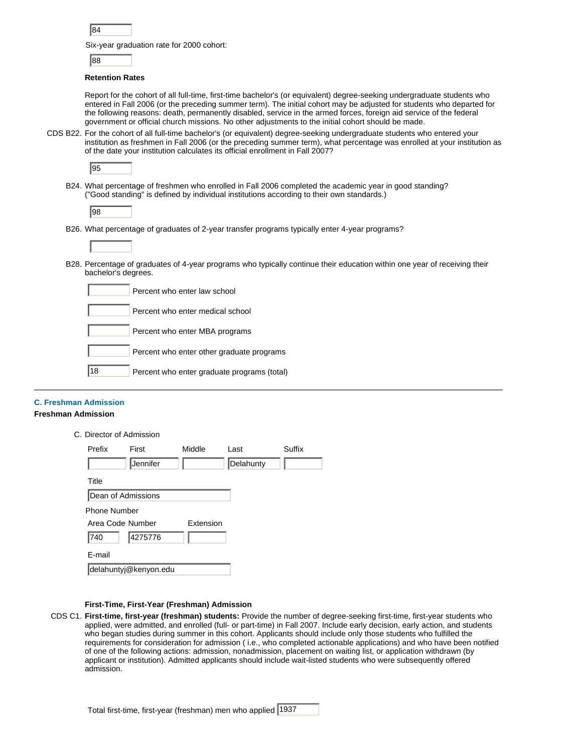84

Six-year graduation rate for 2000 cohort:

88

**Retention Rates**

Report for the cohort of all full-time, first-time bachelor's (or equivalent) degree-seeking undergraduate students who entered in Fall 2006 (or the preceding summer term). The initial cohort may be adjusted for students who departed for the following reasons: death, permanently disabled, service in the armed forces, foreign aid service of the federal government or official church missions. No other adjustments to the initial cohort should be made.

CDS B22. For the cohort of all full-time bachelor's (or equivalent) degree-seeking undergraduate students who entered your institution as freshmen in Fall 2006 (or the preceding summer term), what percentage was enrolled at your institution as of the date your institution calculates its official enrollment in Fall 2007?

95

B24. What percentage of freshmen who enrolled in Fall 2006 completed the academic year in good standing? ("Good standing" is defined by individual institutions according to their own standards.)

98

B26. What percentage of graduates of 2-year transfer programs typically enter 4-year programs?

B28. Percentage of graduates of 4-year programs who typically continue their education within one year of receiving their bachelor's degrees.

| | |
|---|---|
| | Percent who enter law school |
| | Percent who enter medical school |
| | Percent who enter MBA programs |
| | Percent who enter other graduate programs |
| 18 | Percent who enter graduate programs (total) |

---

## C. Freshman Admission

**Freshman Admission**

C. Director of Admission

| Prefix | First | Middle | Last | Suffix |
|---|---|---|---|---|
| | Jennifer | | Delahunty | |

Title

Dean of Admissions

Phone Number

| Area Code | Number | Extension |
|---|---|---|
| 740 | 4275776 | |

E-mail

delahuntyj@kenyon.edu

**First-Time, First-Year (Freshman) Admission**

CDS C1. **First-time, first-year (freshman) students:** Provide the number of degree-seeking first-time, first-year students who applied, were admitted, and enrolled (full- or part-time) in Fall 2007. Include early decision, early action, and students who began studies during summer in this cohort. Applicants should include only those students who fulfilled the requirements for consideration for admission ( i.e., who completed actionable applications) and who have been notified of one of the following actions: admission, nonadmission, placement on waiting list, or application withdrawn (by applicant or institution). Admitted applicants should include wait-listed students who were subsequently offered admission.

Total first-time, first-year (freshman) men who applied 1937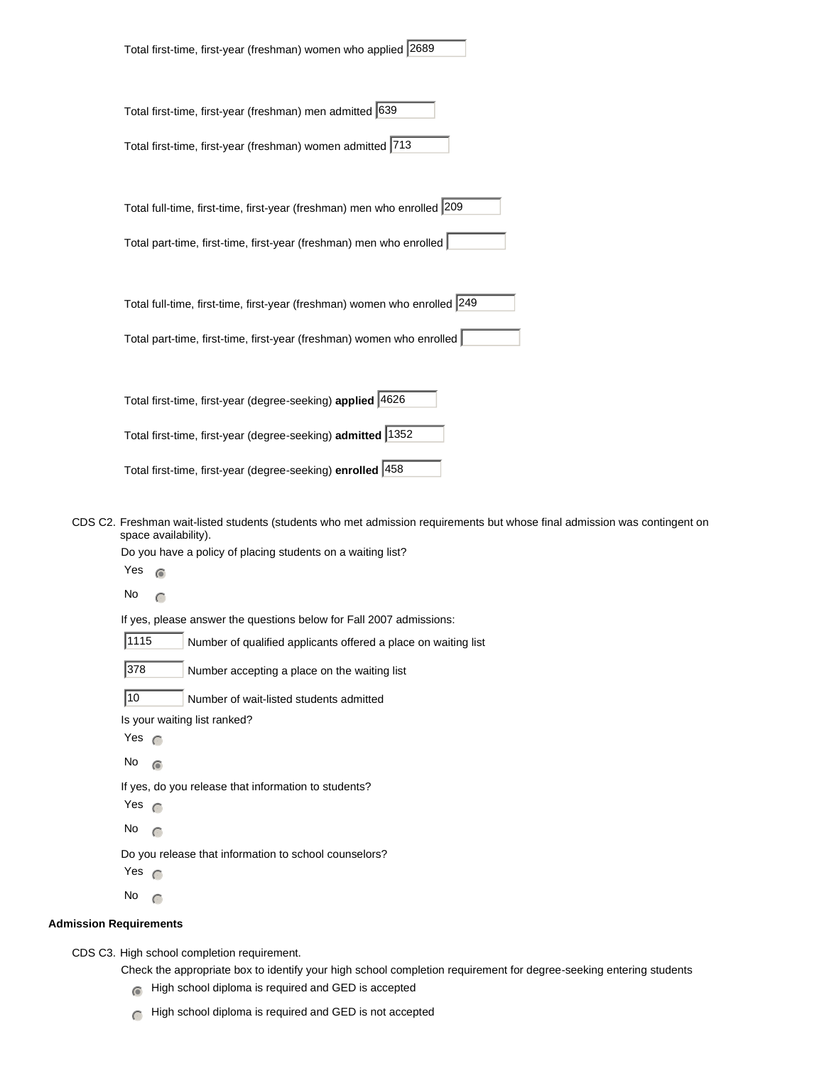Total first-time, first-year (freshman) women who applied 2689

Total first-time, first-year (freshman) men admitted 639

Total first-time, first-year (freshman) women admitted 713

Total full-time, first-time, first-year (freshman) men who enrolled 209

Total part-time, first-time, first-year (freshman) men who enrolled

Total full-time, first-time, first-year (freshman) women who enrolled 249

Total part-time, first-time, first-year (freshman) women who enrolled

Total first-time, first-year (degree-seeking) **applied** 4626

Total first-time, first-year (degree-seeking) **admitted** 1352

Total first-time, first-year (degree-seeking) **enrolled** 458

CDS C2. Freshman wait-listed students (students who met admission requirements but whose final admission was contingent on space availability).

Do you have a policy of placing students on a waiting list?

- (x) Yes
- ( ) No

If yes, please answer the questions below for Fall 2007 admissions:

1115 Number of qualified applicants offered a place on waiting list

378 Number accepting a place on the waiting list

10 Number of wait-listed students admitted

Is your waiting list ranked?

- ( ) Yes
- (x) No

If yes, do you release that information to students?

- ( ) Yes
- ( ) No

Do you release that information to school counselors?

- ( ) Yes
- ( ) No

**Admission Requirements**

CDS C3. High school completion requirement.

Check the appropriate box to identify your high school completion requirement for degree-seeking entering students

- (x) High school diploma is required and GED is accepted
- ( ) High school diploma is required and GED is not accepted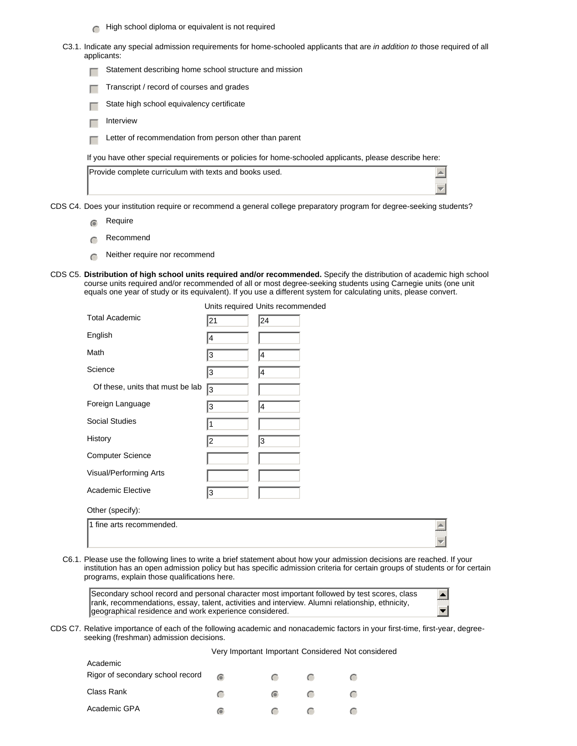- ( ) High school diploma or equivalent is not required

C3.1. Indicate any special admission requirements for home-schooled applicants that are *in addition to* those required of all applicants:

- [ ] Statement describing home school structure and mission
- [ ] Transcript / record of courses and grades
- [ ] State high school equivalency certificate
- [ ] Interview
- [ ] Letter of recommendation from person other than parent

If you have other special requirements or policies for home-schooled applicants, please describe here:

Provide complete curriculum with texts and books used.

CDS C4. Does your institution require or recommend a general college preparatory program for degree-seeking students?

- (•) Require
- ( ) Recommend
- ( ) Neither require nor recommend

CDS C5. **Distribution of high school units required and/or recommended.** Specify the distribution of academic high school course units required and/or recommended of all or most degree-seeking students using Carnegie units (one unit equals one year of study or its equivalent). If you use a different system for calculating units, please convert.

| | Units required | Units recommended |
|---|---|---|
| Total Academic | 21 | 24 |
| English | 4 | |
| Math | 3 | 4 |
| Science | 3 | 4 |
| Of these, units that must be lab | 3 | |
| Foreign Language | 3 | 4 |
| Social Studies | 1 | |
| History | 2 | 3 |
| Computer Science | | |
| Visual/Performing Arts | | |
| Academic Elective | 3 | |

Other (specify):

1 fine arts recommended.

C6.1. Please use the following lines to write a brief statement about how your admission decisions are reached. If your institution has an open admission policy but has specific admission criteria for certain groups of students or for certain programs, explain those qualifications here.

Secondary school record and personal character most important followed by test scores, class rank, recommendations, essay, talent, activities and interview. Alumni relationship, ethnicity, geographical residence and work experience considered.

CDS C7. Relative importance of each of the following academic and nonacademic factors in your first-time, first-year, degree-seeking (freshman) admission decisions.

| | Very Important | Important | Considered | Not considered |
|---|---|---|---|---|
| **Academic** | | | | |
| Rigor of secondary school record | (•) | ( ) | ( ) | ( ) |
| Class Rank | ( ) | (•) | ( ) | ( ) |
| Academic GPA | (•) | ( ) | ( ) | ( ) |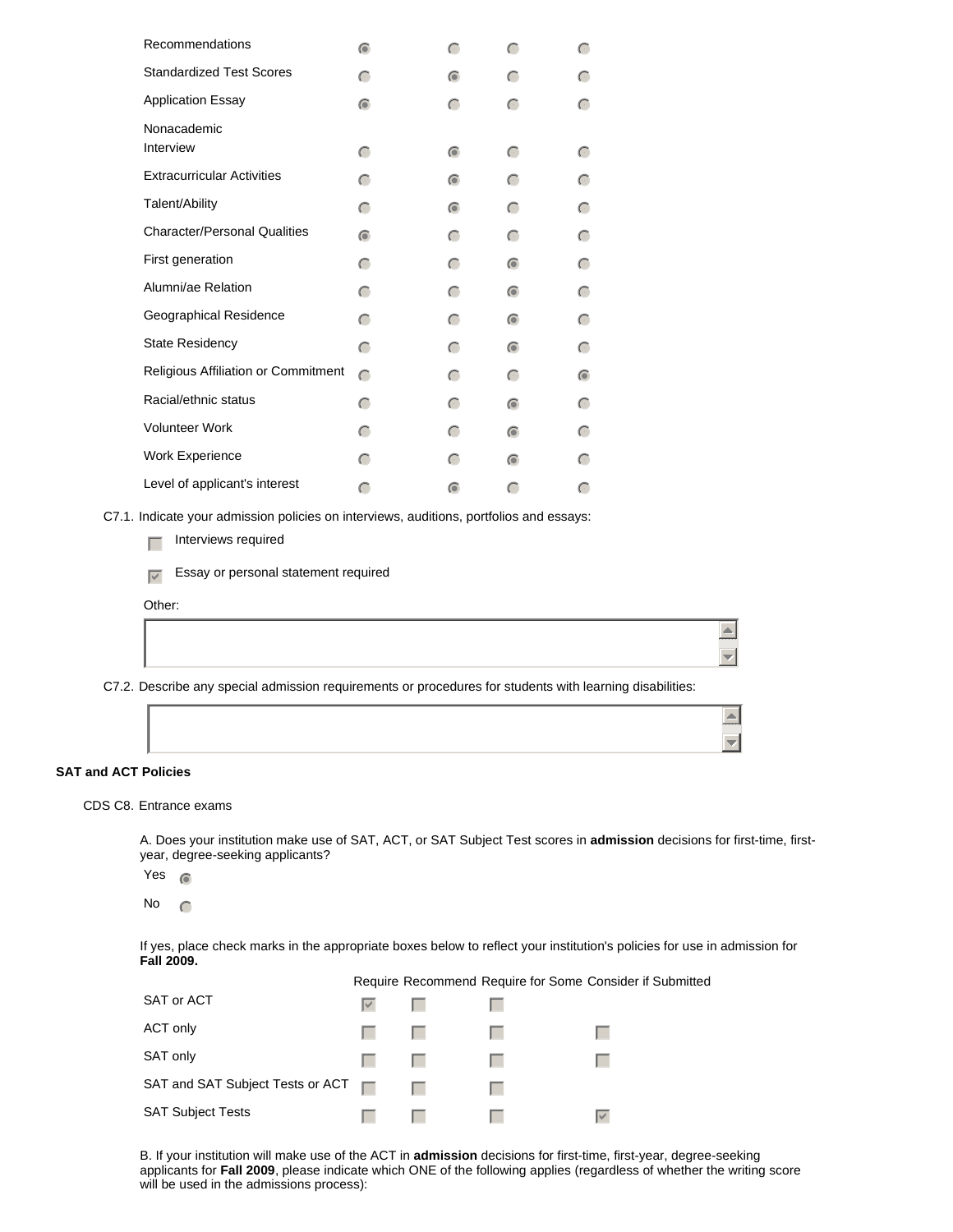| | | | | |
|---|---|---|---|---|
| Recommendations | ◉ | ○ | ○ | ○ |
| Standardized Test Scores | ○ | ◉ | ○ | ○ |
| Application Essay | ◉ | ○ | ○ | ○ |
| Nonacademic | | | | |
| Interview | ○ | ◉ | ○ | ○ |
| Extracurricular Activities | ○ | ◉ | ○ | ○ |
| Talent/Ability | ○ | ◉ | ○ | ○ |
| Character/Personal Qualities | ◉ | ○ | ○ | ○ |
| First generation | ○ | ○ | ◉ | ○ |
| Alumni/ae Relation | ○ | ○ | ◉ | ○ |
| Geographical Residence | ○ | ○ | ◉ | ○ |
| State Residency | ○ | ○ | ◉ | ○ |
| Religious Affiliation or Commitment | ○ | ○ | ○ | ◉ |
| Racial/ethnic status | ○ | ○ | ◉ | ○ |
| Volunteer Work | ○ | ○ | ◉ | ○ |
| Work Experience | ○ | ○ | ◉ | ○ |
| Level of applicant's interest | ○ | ◉ | ○ | ○ |

C7.1. Indicate your admission policies on interviews, auditions, portfolios and essays:

- [ ] Interviews required
- [x] Essay or personal statement required

Other:

C7.2. Describe any special admission requirements or procedures for students with learning disabilities:

## SAT and ACT Policies

CDS C8. Entrance exams

A. Does your institution make use of SAT, ACT, or SAT Subject Test scores in **admission** decisions for first-time, first-year, degree-seeking applicants?

Yes ◉

No ○

If yes, place check marks in the appropriate boxes below to reflect your institution's policies for use in admission for **Fall 2009.**

| | Require | Recommend | Require for Some | Consider if Submitted |
|---|---|---|---|---|
| SAT or ACT | ☑ | ☐ | ☐ | |
| ACT only | ☐ | ☐ | ☐ | ☐ |
| SAT only | ☐ | ☐ | ☐ | ☐ |
| SAT and SAT Subject Tests or ACT | ☐ | ☐ | ☐ | |
| SAT Subject Tests | ☐ | ☐ | ☐ | ☑ |

B. If your institution will make use of the ACT in **admission** decisions for first-time, first-year, degree-seeking applicants for **Fall 2009**, please indicate which ONE of the following applies (regardless of whether the writing score will be used in the admissions process):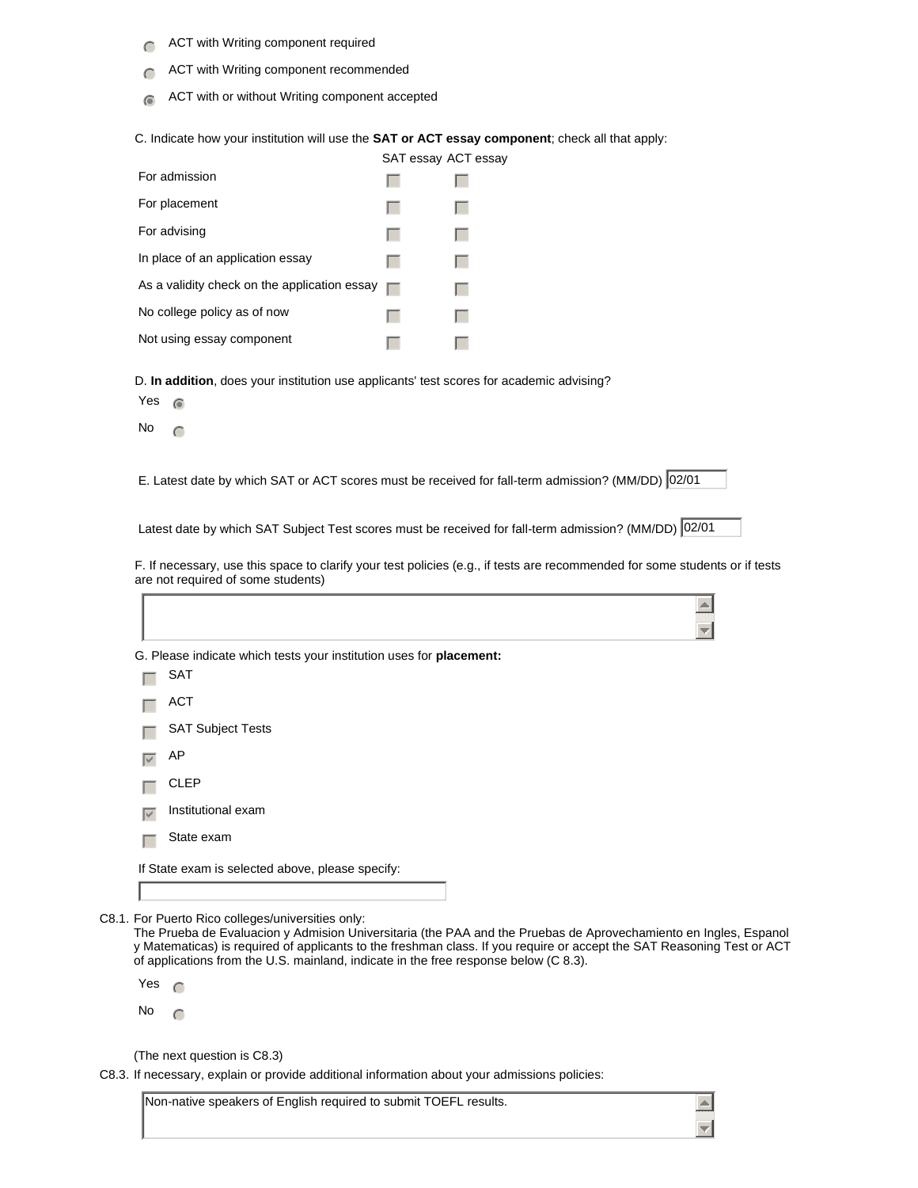- ( ) ACT with Writing component required
- ( ) ACT with Writing component recommended
- (•) ACT with or without Writing component accepted

C. Indicate how your institution will use the **SAT or ACT essay component**; check all that apply:

| | SAT essay | ACT essay |
|---|---|---|
| For admission | ☐ | ☐ |
| For placement | ☐ | ☐ |
| For advising | ☐ | ☐ |
| In place of an application essay | ☐ | ☐ |
| As a validity check on the application essay | ☐ | ☐ |
| No college policy as of now | ☐ | ☐ |
| Not using essay component | ☐ | ☐ |

D. **In addition**, does your institution use applicants' test scores for academic advising?

- Yes (•)
- No ( )

E. Latest date by which SAT or ACT scores must be received for fall-term admission? (MM/DD) 02/01

Latest date by which SAT Subject Test scores must be received for fall-term admission? (MM/DD) 02/01

F. If necessary, use this space to clarify your test policies (e.g., if tests are recommended for some students or if tests are not required of some students)

G. Please indicate which tests your institution uses for **placement:**

- ☐ SAT
- ☐ ACT
- ☐ SAT Subject Tests
- ☑ AP
- ☐ CLEP
- ☑ Institutional exam
- ☐ State exam

If State exam is selected above, please specify:

C8.1. For Puerto Rico colleges/universities only:
The Prueba de Evaluacion y Admision Universitaria (the PAA and the Pruebas de Aprovechamiento en Ingles, Espanol y Matematicas) is required of applicants to the freshman class. If you require or accept the SAT Reasoning Test or ACT of applications from the U.S. mainland, indicate in the free response below (C 8.3).

- Yes ( )
- No ( )

(The next question is C8.3)

C8.3. If necessary, explain or provide additional information about your admissions policies:

Non-native speakers of English required to submit TOEFL results.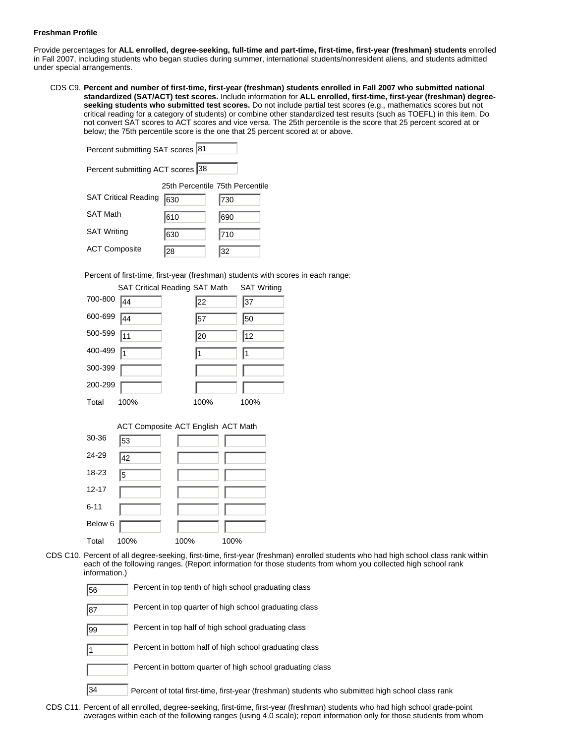**Freshman Profile**

Provide percentages for **ALL enrolled, degree-seeking, full-time and part-time, first-time, first-year (freshman) students** enrolled in Fall 2007, including students who began studies during summer, international students/nonresident aliens, and students admitted under special arrangements.

CDS C9. **Percent and number of first-time, first-year (freshman) students enrolled in Fall 2007 who submitted national standardized (SAT/ACT) test scores.** Include information for **ALL enrolled, first-time, first-year (freshman) degree-seeking students who submitted test scores.** Do not include partial test scores (e.g., mathematics scores but not critical reading for a category of students) or combine other standardized test results (such as TOEFL) in this item. Do not convert SAT scores to ACT scores and vice versa. The 25th percentile is the score that 25 percent scored at or below; the 75th percentile score is the one that 25 percent scored at or above.

Percent submitting SAT scores 81

Percent submitting ACT scores 38

| | 25th Percentile | 75th Percentile |
|---|---|---|
| SAT Critical Reading | 630 | 730 |
| SAT Math | 610 | 690 |
| SAT Writing | 630 | 710 |
| ACT Composite | 28 | 32 |

Percent of first-time, first-year (freshman) students with scores in each range:

| | SAT Critical Reading | SAT Math | SAT Writing |
|---|---|---|---|
| 700-800 | 44 | 22 | 37 |
| 600-699 | 44 | 57 | 50 |
| 500-599 | 11 | 20 | 12 |
| 400-499 | 1 | 1 | 1 |
| 300-399 | | | |
| 200-299 | | | |
| Total | 100% | 100% | 100% |

| | ACT Composite | ACT English | ACT Math |
|---|---|---|---|
| 30-36 | 53 | | |
| 24-29 | 42 | | |
| 18-23 | 5 | | |
| 12-17 | | | |
| 6-11 | | | |
| Below 6 | | | |
| Total | 100% | 100% | 100% |

CDS C10. Percent of all degree-seeking, first-time, first-year (freshman) enrolled students who had high school class rank within each of the following ranges. (Report information for those students from whom you collected high school rank information.)

| | |
|---|---|
| 56 | Percent in top tenth of high school graduating class |
| 87 | Percent in top quarter of high school graduating class |
| 99 | Percent in top half of high school graduating class |
| 1 | Percent in bottom half of high school graduating class |
| | Percent in bottom quarter of high school graduating class |
| 34 | Percent of total first-time, first-year (freshman) students who submitted high school class rank |

CDS C11. Percent of all enrolled, degree-seeking, first-time, first-year (freshman) students who had high school grade-point averages within each of the following ranges (using 4.0 scale); report information only for those students from whom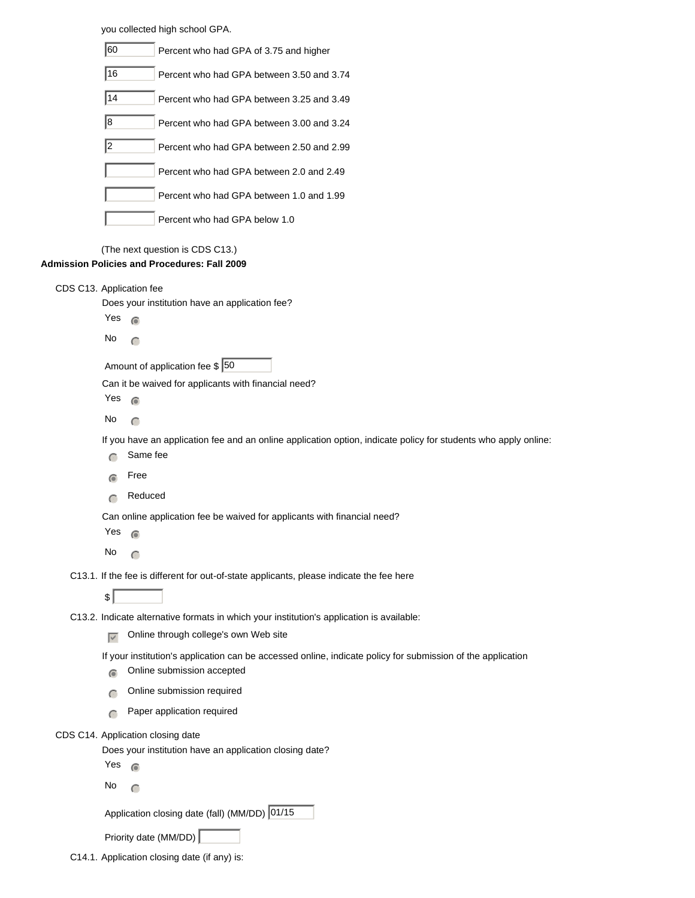you collected high school GPA.

- 60 Percent who had GPA of 3.75 and higher
- 16 Percent who had GPA between 3.50 and 3.74
- 14 Percent who had GPA between 3.25 and 3.49
- 8 Percent who had GPA between 3.00 and 3.24
- 2 Percent who had GPA between 2.50 and 2.99
- Percent who had GPA between 2.0 and 2.49
- Percent who had GPA between 1.0 and 1.99
- Percent who had GPA below 1.0

(The next question is CDS C13.)

**Admission Policies and Procedures: Fall 2009**

CDS C13. Application fee

Does your institution have an application fee?

- (•) Yes
- ( ) No

Amount of application fee $ 50

Can it be waived for applicants with financial need?

- (•) Yes
- ( ) No

If you have an application fee and an online application option, indicate policy for students who apply online:

- ( ) Same fee
- (•) Free
- ( ) Reduced

Can online application fee be waived for applicants with financial need?

- (•) Yes
- ( ) No

C13.1. If the fee is different for out-of-state applicants, please indicate the fee here

$

C13.2. Indicate alternative formats in which your institution's application is available:

- [x] Online through college's own Web site

If your institution's application can be accessed online, indicate policy for submission of the application

- (•) Online submission accepted
- ( ) Online submission required
- ( ) Paper application required

CDS C14. Application closing date

Does your institution have an application closing date?

- (•) Yes
- ( ) No

Application closing date (fall) (MM/DD) 01/15

Priority date (MM/DD)

C14.1. Application closing date (if any) is: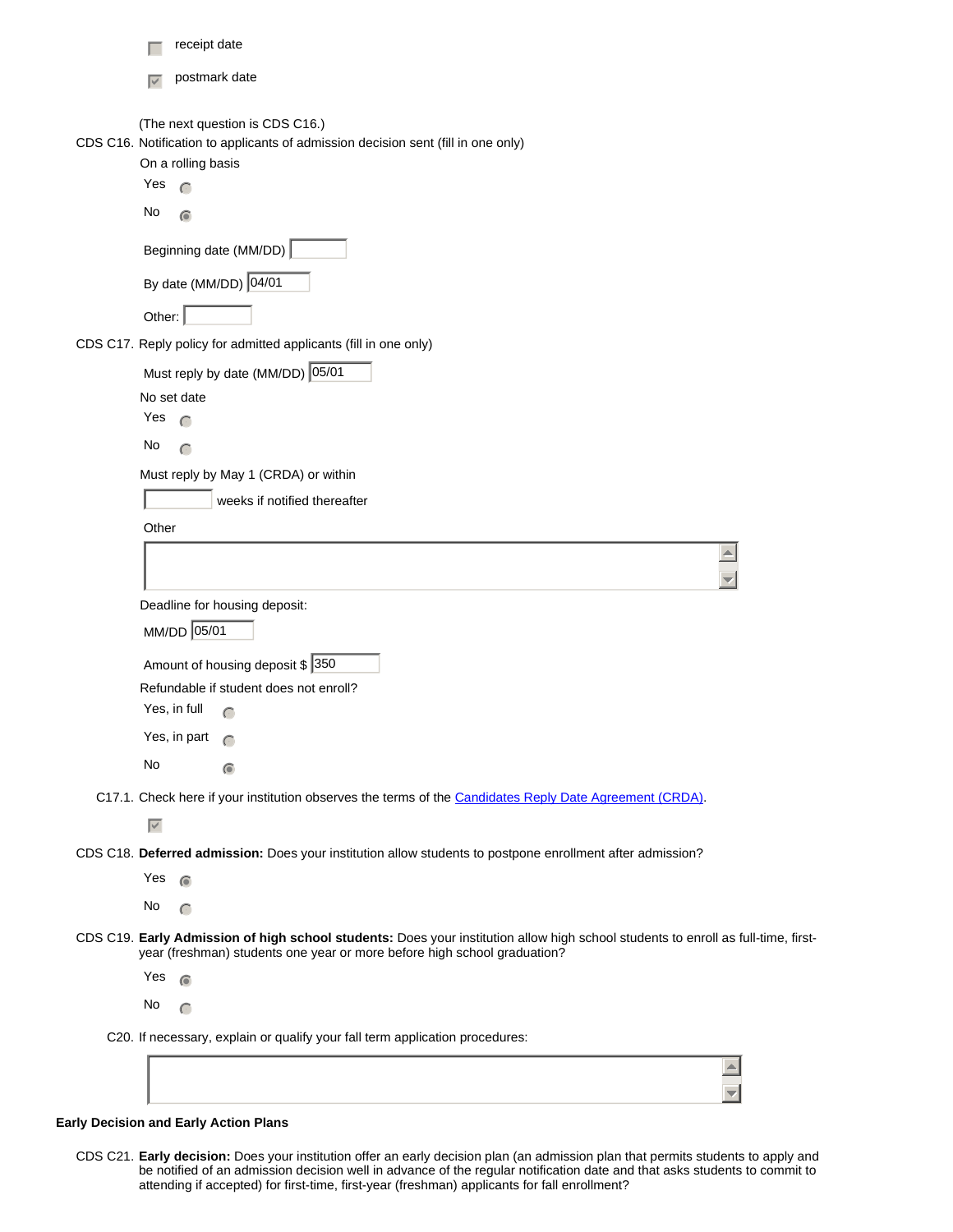- [ ] receipt date
- [x] postmark date

(The next question is CDS C16.)

CDS C16. Notification to applicants of admission decision sent (fill in one only)

On a rolling basis

- ( ) Yes
- (•) No

Beginning date (MM/DD):

By date (MM/DD): 04/01

Other:

CDS C17. Reply policy for admitted applicants (fill in one only)

Must reply by date (MM/DD): 05/01

No set date

- ( ) Yes
- ( ) No

Must reply by May 1 (CRDA) or within ____ weeks if notified thereafter

Other

Deadline for housing deposit:

MM/DD: 05/01

Amount of housing deposit $: 350

Refundable if student does not enroll?

- ( ) Yes, in full
- ( ) Yes, in part
- (•) No

C17.1. Check here if your institution observes the terms of the Candidates Reply Date Agreement (CRDA).

- [x]

CDS C18. **Deferred admission:** Does your institution allow students to postpone enrollment after admission?

- (•) Yes
- ( ) No

CDS C19. **Early Admission of high school students:** Does your institution allow high school students to enroll as full-time, first-year (freshman) students one year or more before high school graduation?

- (•) Yes
- ( ) No

C20. If necessary, explain or qualify your fall term application procedures:

### Early Decision and Early Action Plans

CDS C21. **Early decision:** Does your institution offer an early decision plan (an admission plan that permits students to apply and be notified of an admission decision well in advance of the regular notification date and that asks students to commit to attending if accepted) for first-time, first-year (freshman) applicants for fall enrollment?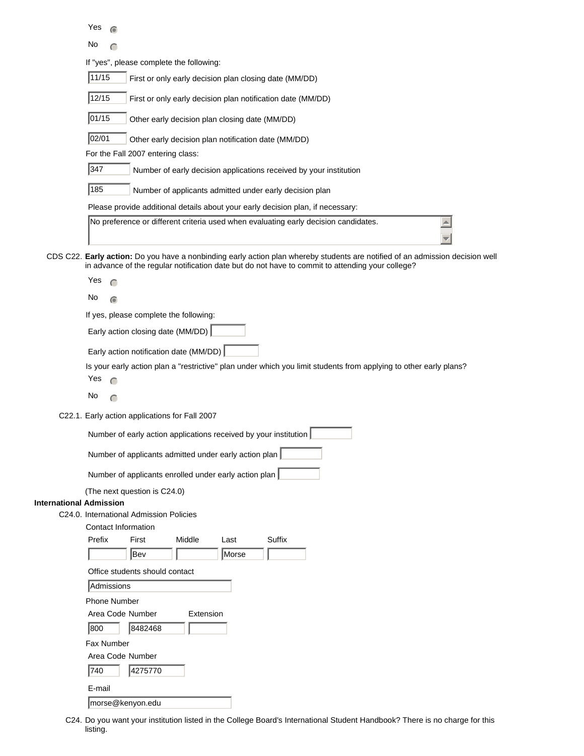Yes (selected)

No

If "yes", please complete the following:

11/15 First or only early decision plan closing date (MM/DD)

12/15 First or only early decision plan notification date (MM/DD)

01/15 Other early decision plan closing date (MM/DD)

02/01 Other early decision plan notification date (MM/DD)

For the Fall 2007 entering class:

347 Number of early decision applications received by your institution

185 Number of applicants admitted under early decision plan

Please provide additional details about your early decision plan, if necessary:

No preference or different criteria used when evaluating early decision candidates.

CDS C22. **Early action:** Do you have a nonbinding early action plan whereby students are notified of an admission decision well in advance of the regular notification date but do not have to commit to attending your college?

Yes

No (selected)

If yes, please complete the following:

Early action closing date (MM/DD)

Early action notification date (MM/DD)

Is your early action plan a "restrictive" plan under which you limit students from applying to other early plans?

Yes

No

C22.1. Early action applications for Fall 2007

Number of early action applications received by your institution

Number of applicants admitted under early action plan

Number of applicants enrolled under early action plan

(The next question is C24.0)

**International Admission**

C24.0. International Admission Policies

Contact Information

| Prefix | First | Middle | Last | Suffix |
|---|---|---|---|---|
| | Bev | | Morse | |

Office students should contact

Admissions

Phone Number

| Area Code | Number | Extension |
|---|---|---|
| 800 | 8482468 | |

Fax Number

| Area Code | Number |
|---|---|
| 740 | 4275770 |

E-mail

morse@kenyon.edu

C24. Do you want your institution listed in the College Board's International Student Handbook? There is no charge for this listing.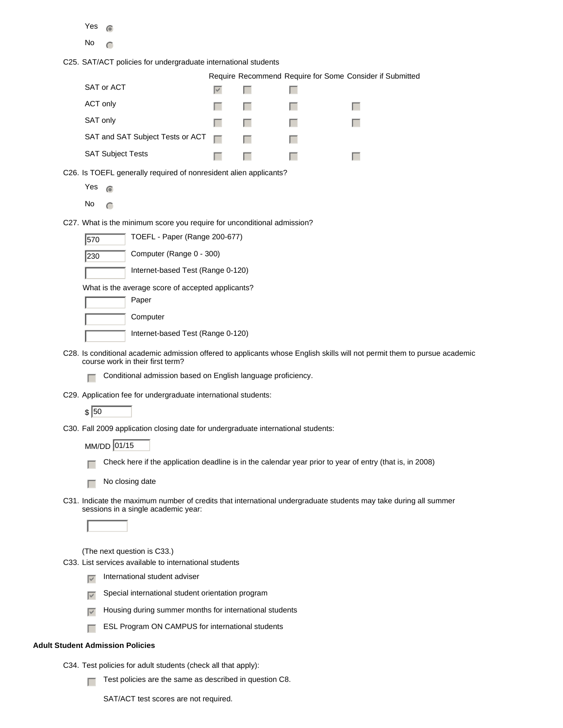Yes (selected)

No

C25. SAT/ACT policies for undergraduate international students

| | Require | Recommend | Require for Some | Consider if Submitted |
|---|---|---|---|---|
| SAT or ACT | ☑ | ☐ | ☐ | |
| ACT only | ☐ | ☐ | ☐ | ☐ |
| SAT only | ☐ | ☐ | ☐ | ☐ |
| SAT and SAT Subject Tests or ACT | ☐ | ☐ | ☐ | |
| SAT Subject Tests | ☐ | ☐ | ☐ | ☐ |

C26. Is TOEFL generally required of nonresident alien applicants?

Yes (selected)

No

C27. What is the minimum score you require for unconditional admission?

570 TOEFL - Paper (Range 200-677)

230 Computer (Range 0 - 300)

Internet-based Test (Range 0-120)

What is the average score of accepted applicants?

Paper

Computer

Internet-based Test (Range 0-120)

C28. Is conditional academic admission offered to applicants whose English skills will not permit them to pursue academic course work in their first term?

☐ Conditional admission based on English language proficiency.

C29. Application fee for undergraduate international students:

$ 50

C30. Fall 2009 application closing date for undergraduate international students:

MM/DD 01/15

☐ Check here if the application deadline is in the calendar year prior to year of entry (that is, in 2008)

☐ No closing date

C31. Indicate the maximum number of credits that international undergraduate students may take during all summer sessions in a single academic year:

(The next question is C33.)

C33. List services available to international students

☑ International student adviser

☑ Special international student orientation program

☑ Housing during summer months for international students

☐ ESL Program ON CAMPUS for international students

**Adult Student Admission Policies**

C34. Test policies for adult students (check all that apply):

☐ Test policies are the same as described in question C8.

SAT/ACT test scores are not required.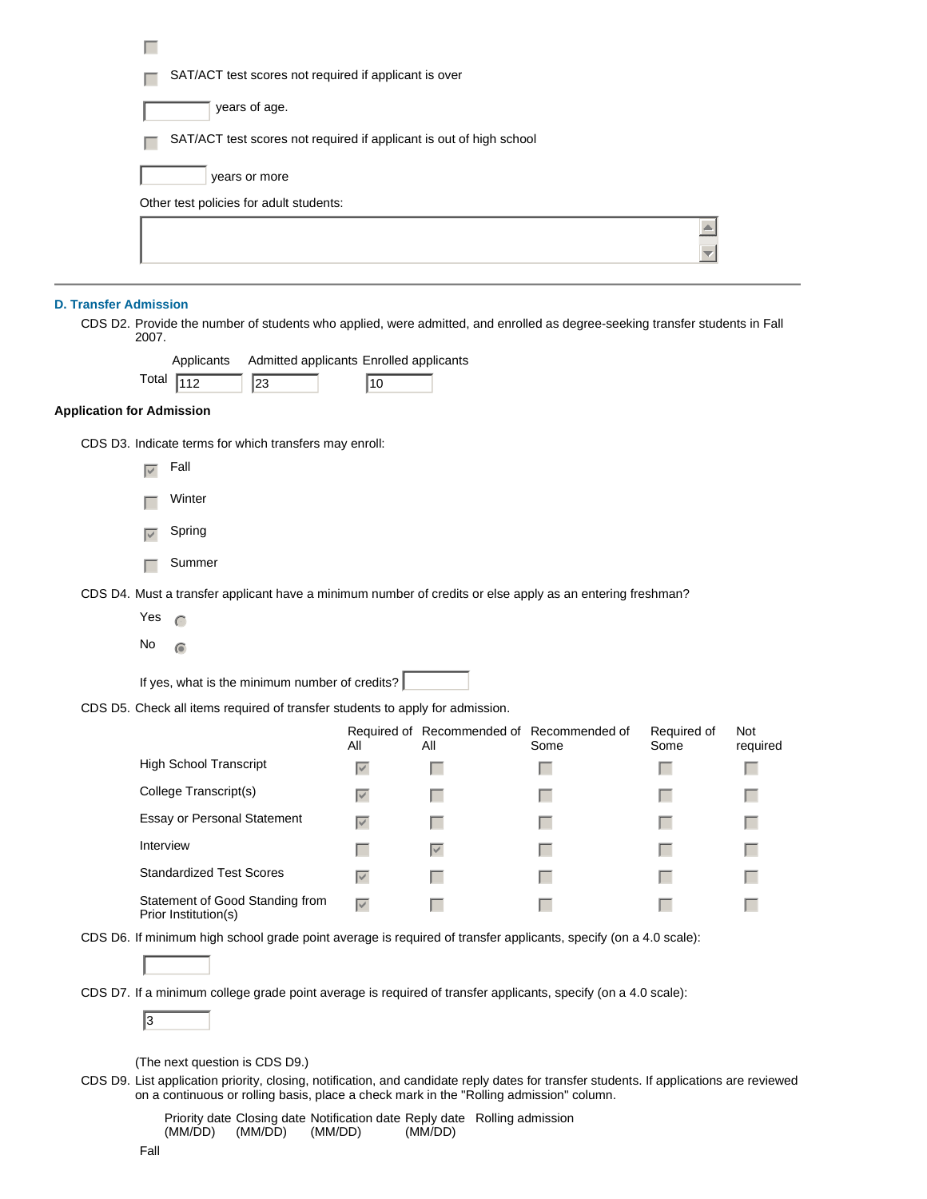- [ ] 

- [ ] SAT/ACT test scores not required if applicant is over

_____ years of age.

- [ ] SAT/ACT test scores not required if applicant is out of high school

_____ years or more

Other test policies for adult students:

---

### D. Transfer Admission

CDS D2. Provide the number of students who applied, were admitted, and enrolled as degree-seeking transfer students in Fall 2007.

| | Applicants | Admitted applicants | Enrolled applicants |
|---|---|---|---|
| Total | 112 | 23 | 10 |

**Application for Admission**

CDS D3. Indicate terms for which transfers may enroll:

- [x] Fall
- [ ] Winter
- [x] Spring
- [ ] Summer

CDS D4. Must a transfer applicant have a minimum number of credits or else apply as an entering freshman?

- Yes ( )
- No (•)

If yes, what is the minimum number of credits? _____

CDS D5. Check all items required of transfer students to apply for admission.

| | Required of All | Recommended of All | Recommended of Some | Required of Some | Not required |
|---|---|---|---|---|---|
| High School Transcript | ☑ | ☐ | ☐ | ☐ | ☐ |
| College Transcript(s) | ☑ | ☐ | ☐ | ☐ | ☐ |
| Essay or Personal Statement | ☑ | ☐ | ☐ | ☐ | ☐ |
| Interview | ☐ | ☑ | ☐ | ☐ | ☐ |
| Standardized Test Scores | ☑ | ☐ | ☐ | ☐ | ☐ |
| Statement of Good Standing from Prior Institution(s) | ☑ | ☐ | ☐ | ☐ | ☐ |

CDS D6. If minimum high school grade point average is required of transfer applicants, specify (on a 4.0 scale):

_____

CDS D7. If a minimum college grade point average is required of transfer applicants, specify (on a 4.0 scale):

3

(The next question is CDS D9.)

CDS D9. List application priority, closing, notification, and candidate reply dates for transfer students. If applications are reviewed on a continuous or rolling basis, place a check mark in the "Rolling admission" column.

| | Priority date (MM/DD) | Closing date (MM/DD) | Notification date (MM/DD) | Reply date (MM/DD) | Rolling admission |
|---|---|---|---|---|---|
| Fall | | | | | |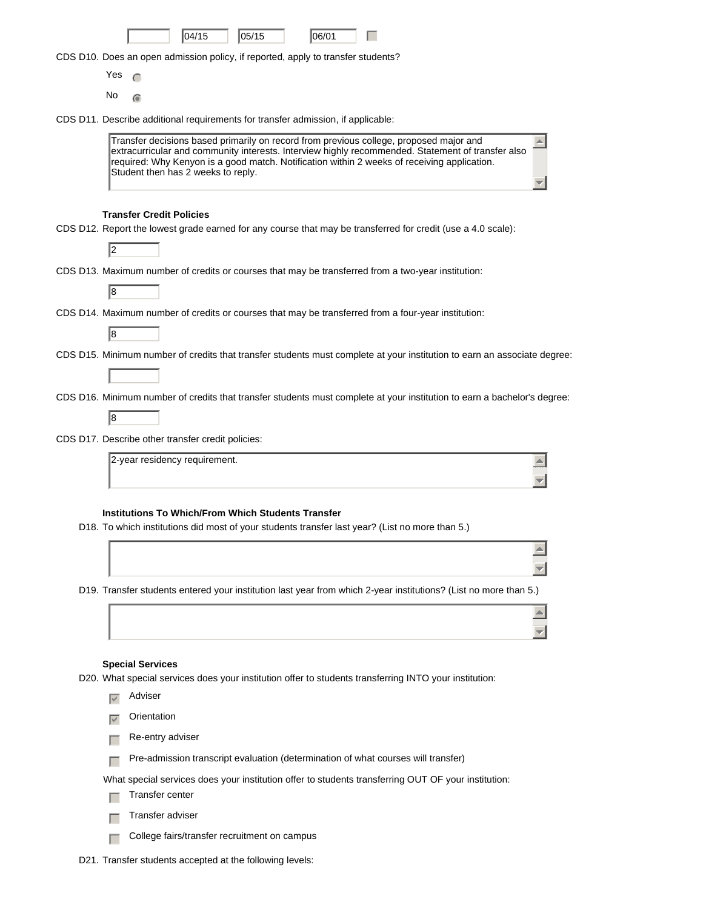| | 04/15 | 05/15 | 06/01 | ☐ |
|---|---|---|---|---|

CDS D10. Does an open admission policy, if reported, apply to transfer students?

- Yes ○
- No ◉

CDS D11. Describe additional requirements for transfer admission, if applicable:

> Transfer decisions based primarily on record from previous college, proposed major and extracurricular and community interests. Interview highly recommended. Statement of transfer also required: Why Kenyon is a good match. Notification within 2 weeks of receiving application. Student then has 2 weeks to reply.

**Transfer Credit Policies**

CDS D12. Report the lowest grade earned for any course that may be transferred for credit (use a 4.0 scale):

2

CDS D13. Maximum number of credits or courses that may be transferred from a two-year institution:

8

CDS D14. Maximum number of credits or courses that may be transferred from a four-year institution:

8

CDS D15. Minimum number of credits that transfer students must complete at your institution to earn an associate degree:

CDS D16. Minimum number of credits that transfer students must complete at your institution to earn a bachelor's degree:

8

CDS D17. Describe other transfer credit policies:

> 2-year residency requirement.

**Institutions To Which/From Which Students Transfer**

D18. To which institutions did most of your students transfer last year? (List no more than 5.)

D19. Transfer students entered your institution last year from which 2-year institutions? (List no more than 5.)

**Special Services**

D20. What special services does your institution offer to students transferring INTO your institution:

- ☑ Adviser
- ☑ Orientation
- ☐ Re-entry adviser
- ☐ Pre-admission transcript evaluation (determination of what courses will transfer)

What special services does your institution offer to students transferring OUT OF your institution:

- ☐ Transfer center
- ☐ Transfer adviser
- ☐ College fairs/transfer recruitment on campus

D21. Transfer students accepted at the following levels: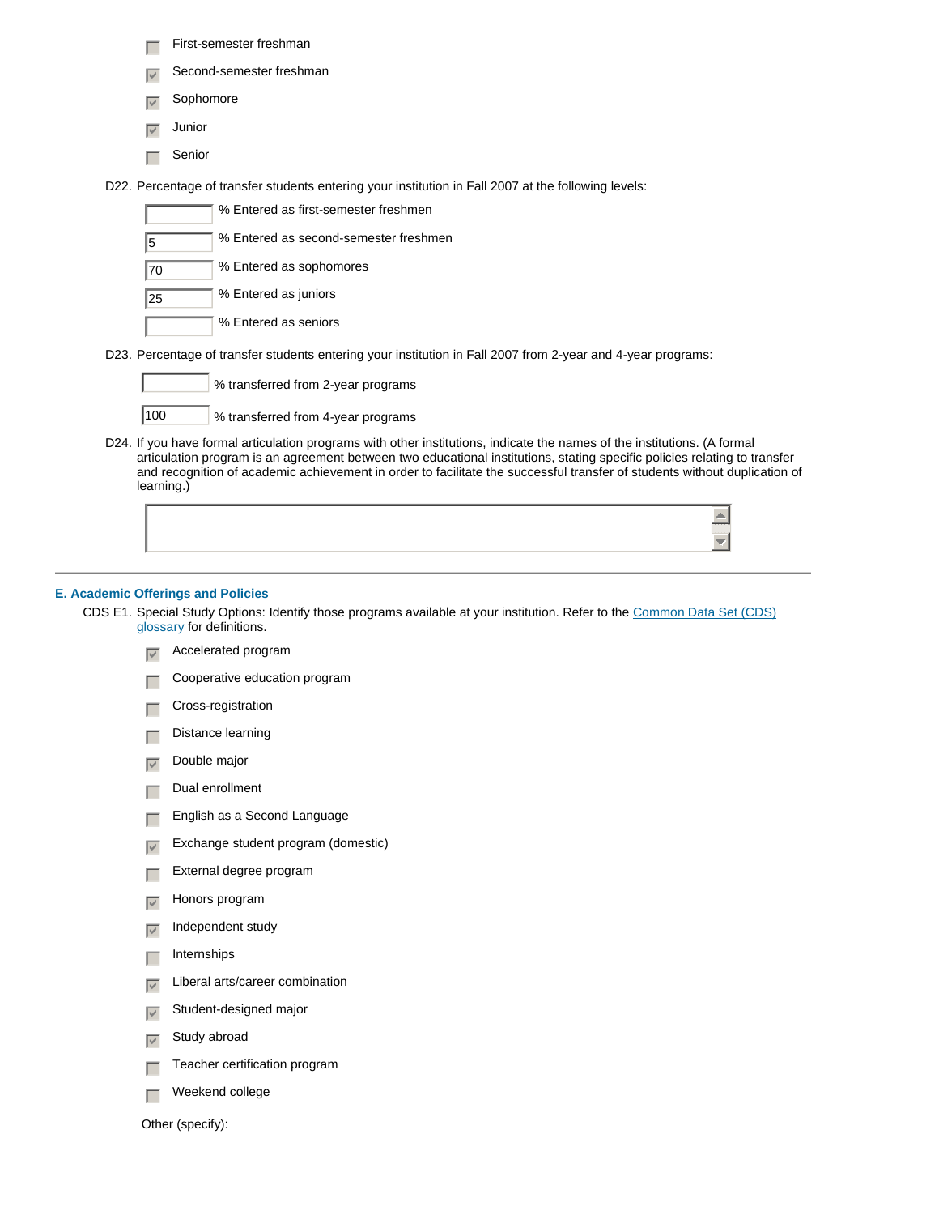- [ ] First-semester freshman
- [x] Second-semester freshman
- [x] Sophomore
- [x] Junior
- [ ] Senior

D22. Percentage of transfer students entering your institution in Fall 2007 at the following levels:

| | |
|---|---|
| | % Entered as first-semester freshmen |
| 5 | % Entered as second-semester freshmen |
| 70 | % Entered as sophomores |
| 25 | % Entered as juniors |
| | % Entered as seniors |

D23. Percentage of transfer students entering your institution in Fall 2007 from 2-year and 4-year programs:

| | |
|---|---|
| | % transferred from 2-year programs |
| 100 | % transferred from 4-year programs |

D24. If you have formal articulation programs with other institutions, indicate the names of the institutions. (A formal articulation program is an agreement between two educational institutions, stating specific policies relating to transfer and recognition of academic achievement in order to facilitate the successful transfer of students without duplication of learning.)

---

## E. Academic Offerings and Policies

CDS E1. Special Study Options: Identify those programs available at your institution. Refer to the Common Data Set (CDS) glossary for definitions.

- [x] Accelerated program
- [ ] Cooperative education program
- [ ] Cross-registration
- [ ] Distance learning
- [x] Double major
- [ ] Dual enrollment
- [ ] English as a Second Language
- [x] Exchange student program (domestic)
- [ ] External degree program
- [x] Honors program
- [x] Independent study
- [ ] Internships
- [x] Liberal arts/career combination
- [x] Student-designed major
- [x] Study abroad
- [ ] Teacher certification program
- [ ] Weekend college

Other (specify):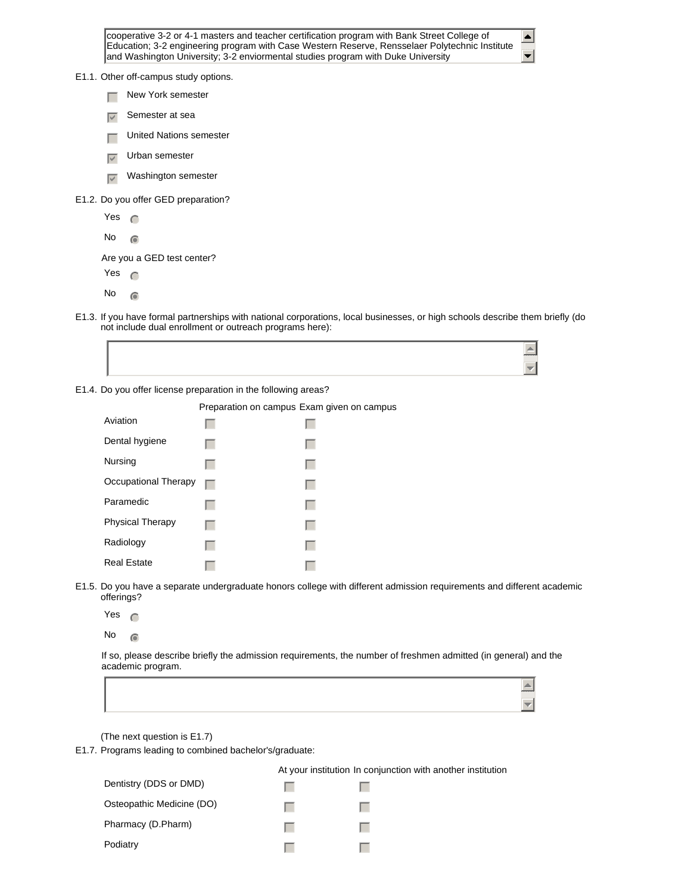cooperative 3-2 or 4-1 masters and teacher certification program with Bank Street College of Education; 3-2 engineering program with Case Western Reserve, Rensselaer Polytechnic Institute and Washington University; 3-2 enviormental studies program with Duke University

E1.1. Other off-campus study options.

- [ ] New York semester
- [x] Semester at sea
- [ ] United Nations semester
- [x] Urban semester
- [x] Washington semester

E1.2. Do you offer GED preparation?

- ( ) Yes
- (•) No

Are you a GED test center?

- ( ) Yes
- (•) No

E1.3. If you have formal partnerships with national corporations, local businesses, or high schools describe them briefly (do not include dual enrollment or outreach programs here):

E1.4. Do you offer license preparation in the following areas?

| | Preparation on campus | Exam given on campus |
|---|---|---|
| Aviation | [ ] | [ ] |
| Dental hygiene | [ ] | [ ] |
| Nursing | [ ] | [ ] |
| Occupational Therapy | [ ] | [ ] |
| Paramedic | [ ] | [ ] |
| Physical Therapy | [ ] | [ ] |
| Radiology | [ ] | [ ] |
| Real Estate | [ ] | [ ] |

E1.5. Do you have a separate undergraduate honors college with different admission requirements and different academic offerings?

- ( ) Yes
- (•) No

If so, please describe briefly the admission requirements, the number of freshmen admitted (in general) and the academic program.

(The next question is E1.7)

E1.7. Programs leading to combined bachelor's/graduate:

| | At your institution | In conjunction with another institution |
|---|---|---|
| Dentistry (DDS or DMD) | [ ] | [ ] |
| Osteopathic Medicine (DO) | [ ] | [ ] |
| Pharmacy (D.Pharm) | [ ] | [ ] |
| Podiatry | [ ] | [ ] |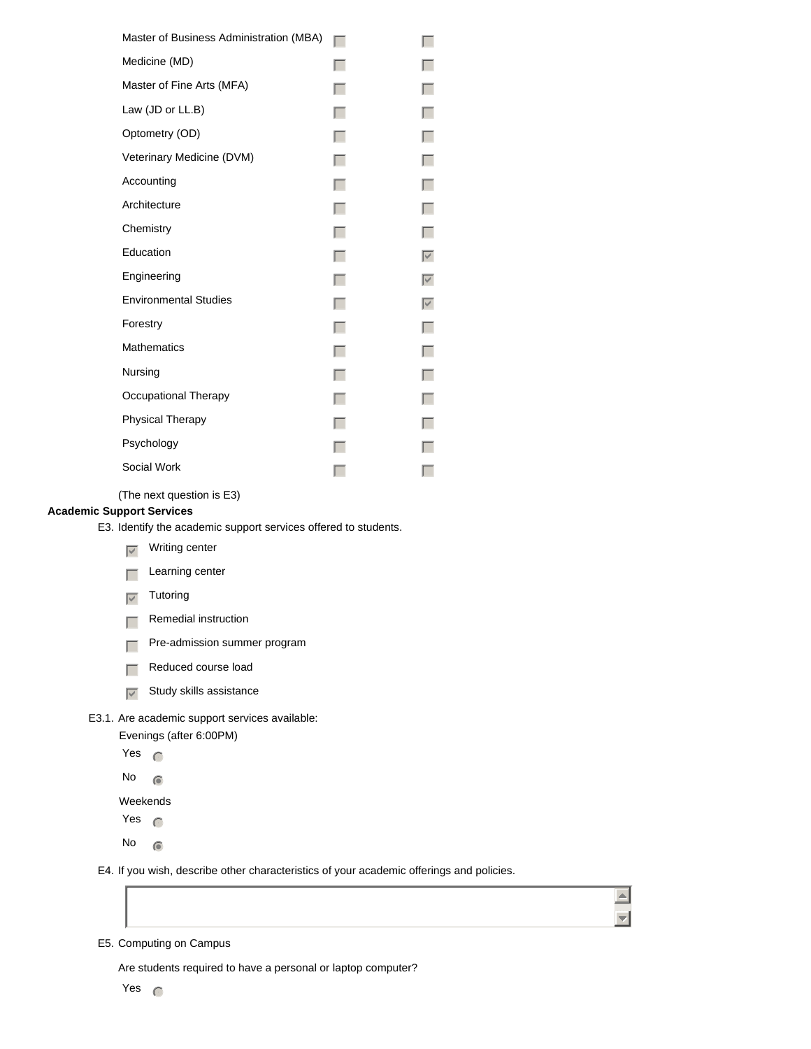| | | |
|---|---|---|
| Master of Business Administration (MBA) | ☐ | ☐ |
| Medicine (MD) | ☐ | ☐ |
| Master of Fine Arts (MFA) | ☐ | ☐ |
| Law (JD or LL.B) | ☐ | ☐ |
| Optometry (OD) | ☐ | ☐ |
| Veterinary Medicine (DVM) | ☐ | ☐ |
| Accounting | ☐ | ☐ |
| Architecture | ☐ | ☐ |
| Chemistry | ☐ | ☐ |
| Education | ☐ | ☑ |
| Engineering | ☐ | ☑ |
| Environmental Studies | ☐ | ☑ |
| Forestry | ☐ | ☐ |
| Mathematics | ☐ | ☐ |
| Nursing | ☐ | ☐ |
| Occupational Therapy | ☐ | ☐ |
| Physical Therapy | ☐ | ☐ |
| Psychology | ☐ | ☐ |
| Social Work | ☐ | ☐ |

(The next question is E3)

**Academic Support Services**

E3. Identify the academic support services offered to students.

- ☑ Writing center
- ☐ Learning center
- ☑ Tutoring
- ☐ Remedial instruction
- ☐ Pre-admission summer program
- ☐ Reduced course load
- ☑ Study skills assistance

E3.1. Are academic support services available:

Evenings (after 6:00PM)

- Yes ○
- No ◉

Weekends

- Yes ○
- No ◉

E4. If you wish, describe other characteristics of your academic offerings and policies.

E5. Computing on Campus

Are students required to have a personal or laptop computer?

- Yes ○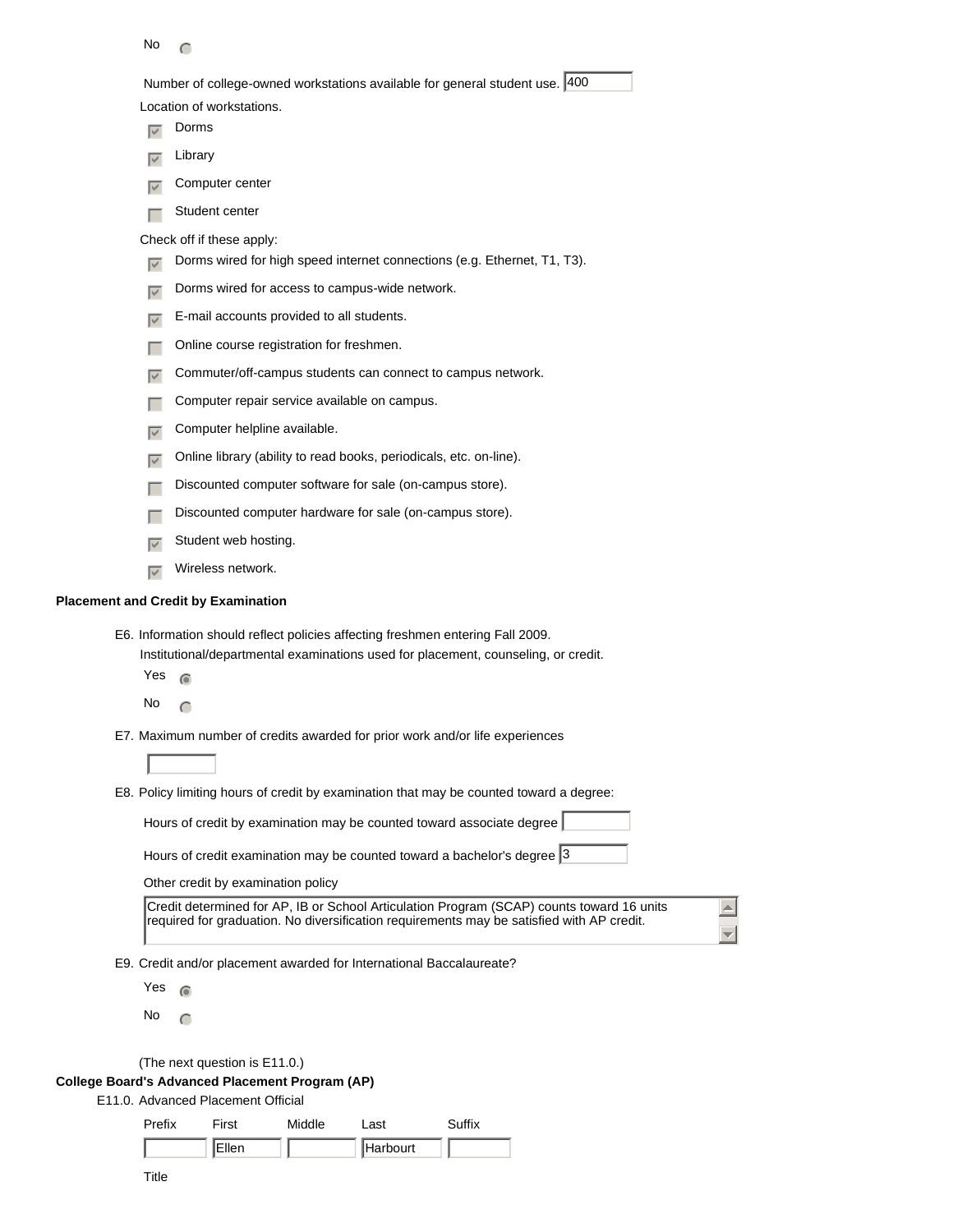No ○

Number of college-owned workstations available for general student use. 400

Location of workstations.

- [x] Dorms
- [x] Library
- [x] Computer center
- [ ] Student center

Check off if these apply:

- [x] Dorms wired for high speed internet connections (e.g. Ethernet, T1, T3).
- [x] Dorms wired for access to campus-wide network.
- [x] E-mail accounts provided to all students.
- [ ] Online course registration for freshmen.
- [x] Commuter/off-campus students can connect to campus network.
- [ ] Computer repair service available on campus.
- [x] Computer helpline available.
- [x] Online library (ability to read books, periodicals, etc. on-line).
- [ ] Discounted computer software for sale (on-campus store).
- [ ] Discounted computer hardware for sale (on-campus store).
- [x] Student web hosting.
- [x] Wireless network.

**Placement and Credit by Examination**

E6. Information should reflect policies affecting freshmen entering Fall 2009.

Institutional/departmental examinations used for placement, counseling, or credit.

Yes ●

No ○

E7. Maximum number of credits awarded for prior work and/or life experiences

E8. Policy limiting hours of credit by examination that may be counted toward a degree:

Hours of credit by examination may be counted toward associate degree

Hours of credit examination may be counted toward a bachelor's degree 3

Other credit by examination policy

Credit determined for AP, IB or School Articulation Program (SCAP) counts toward 16 units required for graduation. No diversification requirements may be satisfied with AP credit.

E9. Credit and/or placement awarded for International Baccalaureate?

Yes ●

No ○

(The next question is E11.0.)

**College Board's Advanced Placement Program (AP)**

E11.0. Advanced Placement Official

| Prefix | First | Middle | Last | Suffix |
|---|---|---|---|---|
| | Ellen | | Harbourt | |

Title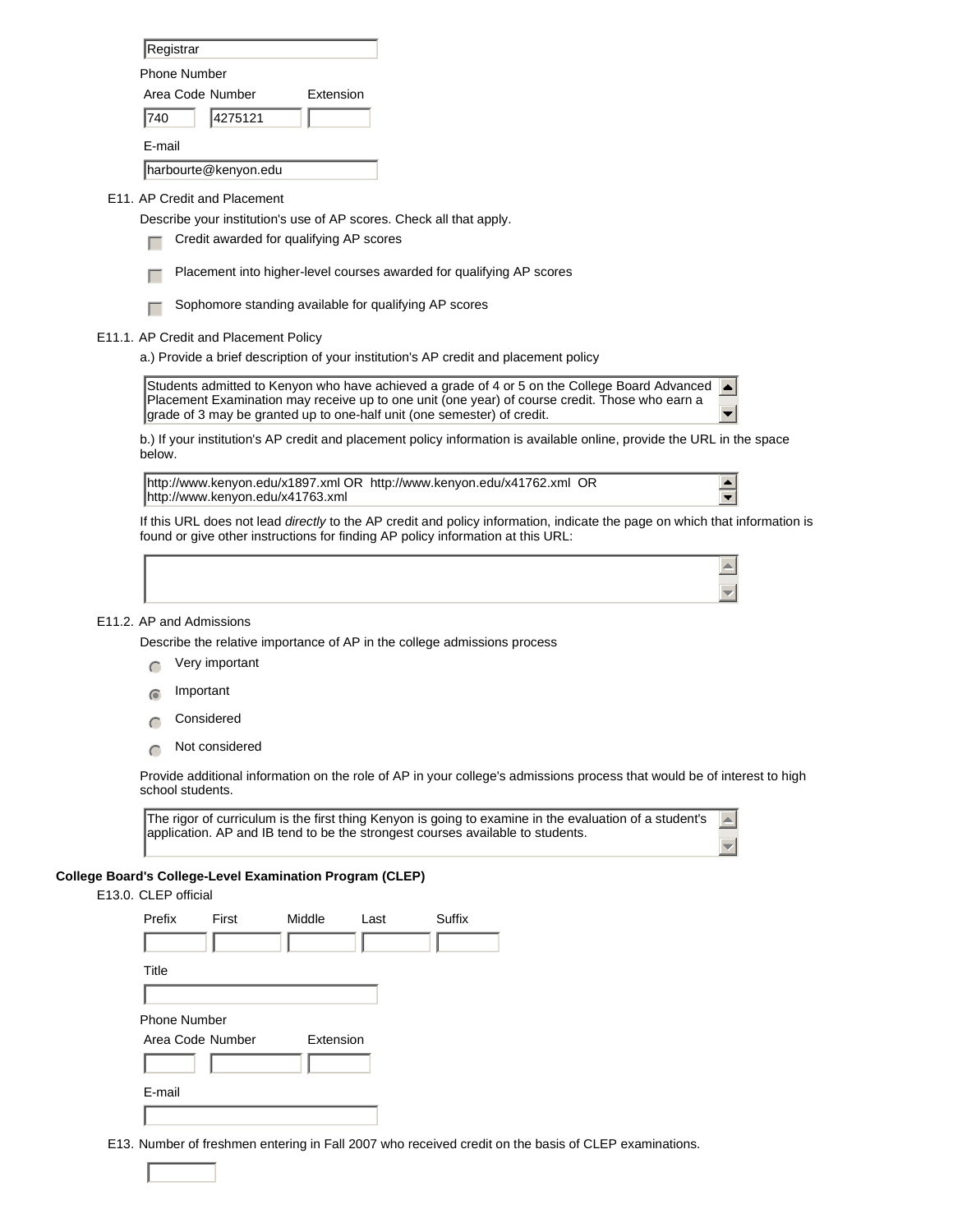Registrar

Phone Number

Area Code Number Extension

740 | 4275121 |

E-mail

harbourte@kenyon.edu

E11. AP Credit and Placement

Describe your institution's use of AP scores. Check all that apply.

- [ ] Credit awarded for qualifying AP scores
- [ ] Placement into higher-level courses awarded for qualifying AP scores
- [ ] Sophomore standing available for qualifying AP scores

E11.1. AP Credit and Placement Policy

a.) Provide a brief description of your institution's AP credit and placement policy

Students admitted to Kenyon who have achieved a grade of 4 or 5 on the College Board Advanced Placement Examination may receive up to one unit (one year) of course credit. Those who earn a grade of 3 may be granted up to one-half unit (one semester) of credit.

b.) If your institution's AP credit and placement policy information is available online, provide the URL in the space below.

http://www.kenyon.edu/x1897.xml OR http://www.kenyon.edu/x41762.xml OR http://www.kenyon.edu/x41763.xml

If this URL does not lead *directly* to the AP credit and policy information, indicate the page on which that information is found or give other instructions for finding AP policy information at this URL:

E11.2. AP and Admissions

Describe the relative importance of AP in the college admissions process

- ( ) Very important
- (•) Important
- ( ) Considered
- ( ) Not considered

Provide additional information on the role of AP in your college's admissions process that would be of interest to high school students.

The rigor of curriculum is the first thing Kenyon is going to examine in the evaluation of a student's application. AP and IB tend to be the strongest courses available to students.

**College Board's College-Level Examination Program (CLEP)**

E13.0. CLEP official

Prefix First Middle Last Suffix

Title

Phone Number

Area Code Number Extension

E-mail

E13. Number of freshmen entering in Fall 2007 who received credit on the basis of CLEP examinations.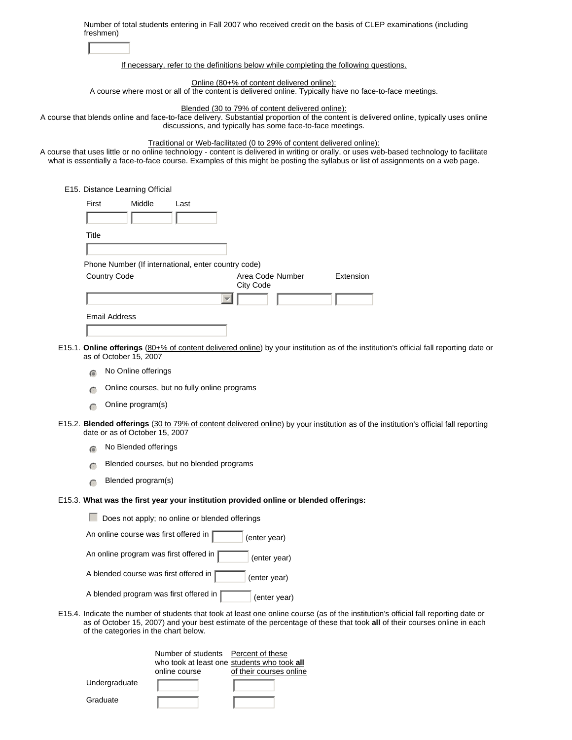Number of total students entering in Fall 2007 who received credit on the basis of CLEP examinations (including freshmen)

[ ]

If necessary, refer to the definitions below while completing the following questions.

Online (80+% of content delivered online):
A course where most or all of the content is delivered online. Typically have no face-to-face meetings.

Blended (30 to 79% of content delivered online):
A course that blends online and face-to-face delivery. Substantial proportion of the content is delivered online, typically uses online discussions, and typically has some face-to-face meetings.

Traditional or Web-facilitated (0 to 29% of content delivered online):
A course that uses little or no online technology - content is delivered in writing or orally, or uses web-based technology to facilitate what is essentially a face-to-face course. Examples of this might be posting the syllabus or list of assignments on a web page.

E15. Distance Learning Official

| First | Middle | Last |
|---|---|---|
| | | |

Title

[ ]

Phone Number (If international, enter country code)

| Country Code | Area Code City Code | Number | Extension |
|---|---|---|---|
| | | | |

Email Address

[ ]

E15.1. **Online offerings** (80+% of content delivered online) by your institution as of the institution's official fall reporting date or as of October 15, 2007

- (●) No Online offerings
- ( ) Online courses, but no fully online programs
- ( ) Online program(s)

E15.2. **Blended offerings** (30 to 79% of content delivered online) by your institution as of the institution's official fall reporting date or as of October 15, 2007

- (●) No Blended offerings
- ( ) Blended courses, but no blended programs
- ( ) Blended program(s)

E15.3. **What was the first year your institution provided online or blended offerings:**

[ ] Does not apply; no online or blended offerings

An online course was first offered in [ ] (enter year)

An online program was first offered in [ ] (enter year)

A blended course was first offered in [ ] (enter year)

A blended program was first offered in [ ] (enter year)

E15.4. Indicate the number of students that took at least one online course (as of the institution's official fall reporting date or as of October 15, 2007) and your best estimate of the percentage of these that took **all** of their courses online in each of the categories in the chart below.

| | Number of students who took at least one online course | Percent of these students who took **all** of their courses online |
|---|---|---|
| Undergraduate | | |
| Graduate | | |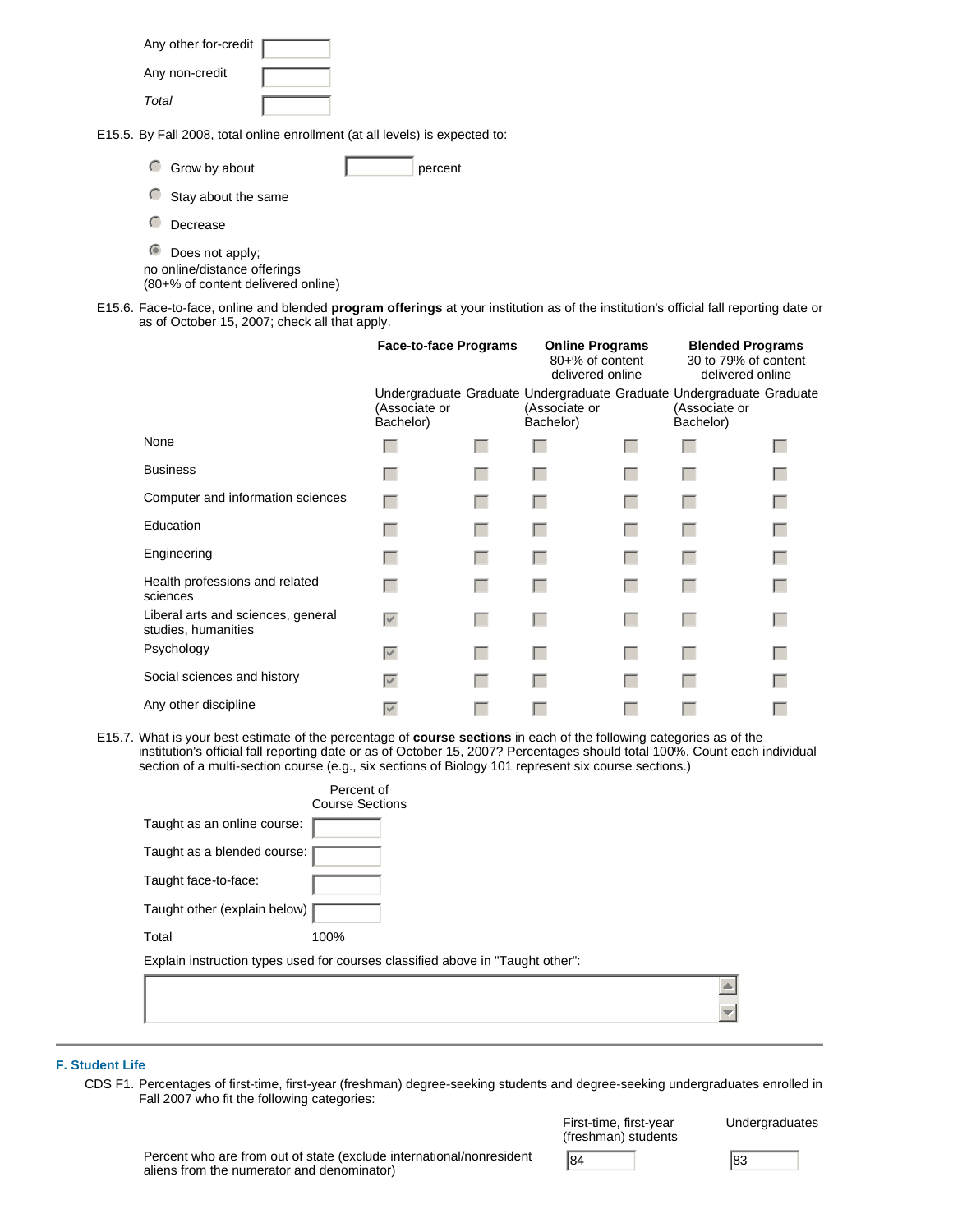| | |
|---|---|
| Any other for-credit | |
| Any non-credit | |
| *Total* | |

E15.5. By Fall 2008, total online enrollment (at all levels) is expected to:

- ○ Grow by about [ ] percent
- ○ Stay about the same
- ○ Decrease
- ● Does not apply; no online/distance offerings (80+% of content delivered online)

E15.6. Face-to-face, online and blended **program offerings** at your institution as of the institution's official fall reporting date or as of October 15, 2007; check all that apply.

| | **Face-to-face Programs** | | **Online Programs** 80+% of content delivered online | | **Blended Programs** 30 to 79% of content delivered online | |
|---|---|---|---|---|---|---|
| | Undergraduate (Associate or Bachelor) | Graduate | Undergraduate (Associate or Bachelor) | Graduate | Undergraduate (Associate or Bachelor) | Graduate |
| None | ☐ | ☐ | ☐ | ☐ | ☐ | ☐ |
| Business | ☐ | ☐ | ☐ | ☐ | ☐ | ☐ |
| Computer and information sciences | ☐ | ☐ | ☐ | ☐ | ☐ | ☐ |
| Education | ☐ | ☐ | ☐ | ☐ | ☐ | ☐ |
| Engineering | ☐ | ☐ | ☐ | ☐ | ☐ | ☐ |
| Health professions and related sciences | ☐ | ☐ | ☐ | ☐ | ☐ | ☐ |
| Liberal arts and sciences, general studies, humanities | ☑ | ☐ | ☐ | ☐ | ☐ | ☐ |
| Psychology | ☑ | ☐ | ☐ | ☐ | ☐ | ☐ |
| Social sciences and history | ☑ | ☐ | ☐ | ☐ | ☐ | ☐ |
| Any other discipline | ☑ | ☐ | ☐ | ☐ | ☐ | ☐ |

E15.7. What is your best estimate of the percentage of **course sections** in each of the following categories as of the institution's official fall reporting date or as of October 15, 2007? Percentages should total 100%. Count each individual section of a multi-section course (e.g., six sections of Biology 101 represent six course sections.)

| | Percent of Course Sections |
|---|---|
| Taught as an online course: | |
| Taught as a blended course: | |
| Taught face-to-face: | |
| Taught other (explain below) | |
| Total | 100% |

Explain instruction types used for courses classified above in "Taught other":

## F. Student Life

CDS F1. Percentages of first-time, first-year (freshman) degree-seeking students and degree-seeking undergraduates enrolled in Fall 2007 who fit the following categories:

| | First-time, first-year (freshman) students | Undergraduates |
|---|---|---|
| Percent who are from out of state (exclude international/nonresident aliens from the numerator and denominator) | 84 | 83 |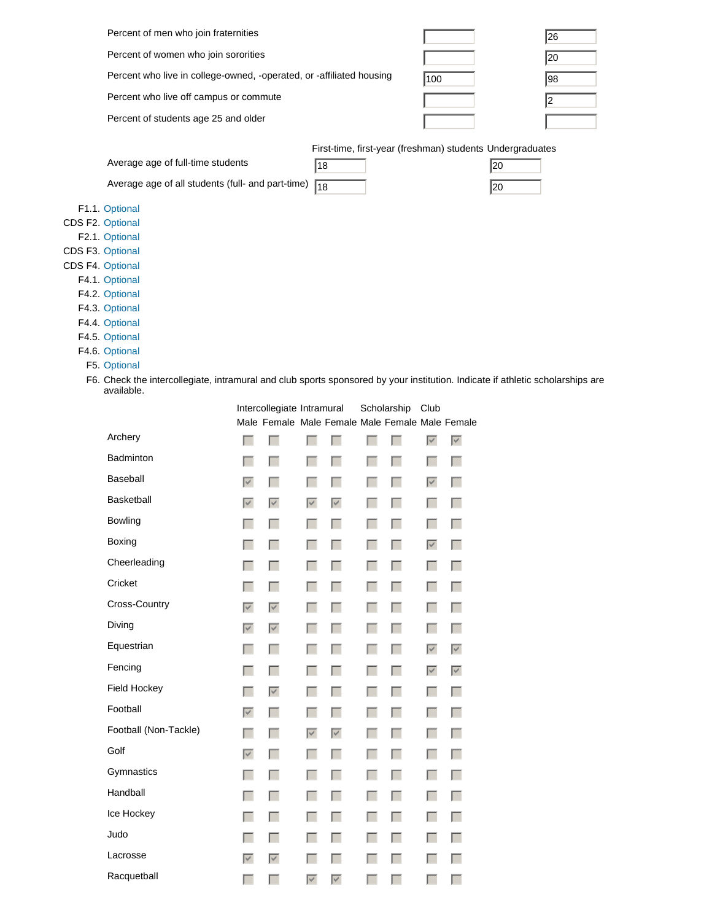| | | |
|---|---|---|
| Percent of men who join fraternities | | 26 |
| Percent of women who join sororities | | 20 |
| Percent who live in college-owned, -operated, or -affiliated housing | 100 | 98 |
| Percent who live off campus or commute | | 2 |
| Percent of students age 25 and older | | |

| | First-time, first-year (freshman) students | Undergraduates |
|---|---|---|
| Average age of full-time students | 18 | 20 |
| Average age of all students (full- and part-time) | 18 | 20 |

F1.1. Optional

CDS F2. Optional

F2.1. Optional

CDS F3. Optional

CDS F4. Optional

F4.1. Optional

F4.2. Optional

F4.3. Optional

F4.4. Optional

F4.5. Optional

F4.6. Optional

F5. Optional

F6. Check the intercollegiate, intramural and club sports sponsored by your institution. Indicate if athletic scholarships are available.

| | Intercollegiate | | Intramural | | Scholarship | | Club | |
|---|---|---|---|---|---|---|---|---|
| | Male | Female | Male | Female | Male | Female | Male | Female |
| Archery | | | | | | | ☑ | ☑ |
| Badminton | | | | | | | | |
| Baseball | ☑ | | | | | | ☑ | |
| Basketball | ☑ | ☑ | ☑ | ☑ | | | | |
| Bowling | | | | | | | | |
| Boxing | | | | | | | ☑ | |
| Cheerleading | | | | | | | | |
| Cricket | | | | | | | | |
| Cross-Country | ☑ | ☑ | | | | | | |
| Diving | ☑ | ☑ | | | | | | |
| Equestrian | | | | | | | ☑ | ☑ |
| Fencing | | | | | | | ☑ | ☑ |
| Field Hockey | | ☑ | | | | | | |
| Football | ☑ | | | | | | | |
| Football (Non-Tackle) | | | ☑ | ☑ | | | | |
| Golf | ☑ | | | | | | | |
| Gymnastics | | | | | | | | |
| Handball | | | | | | | | |
| Ice Hockey | | | | | | | | |
| Judo | | | | | | | | |
| Lacrosse | ☑ | ☑ | | | | | | |
| Racquetball | | | ☑ | ☑ | | | | |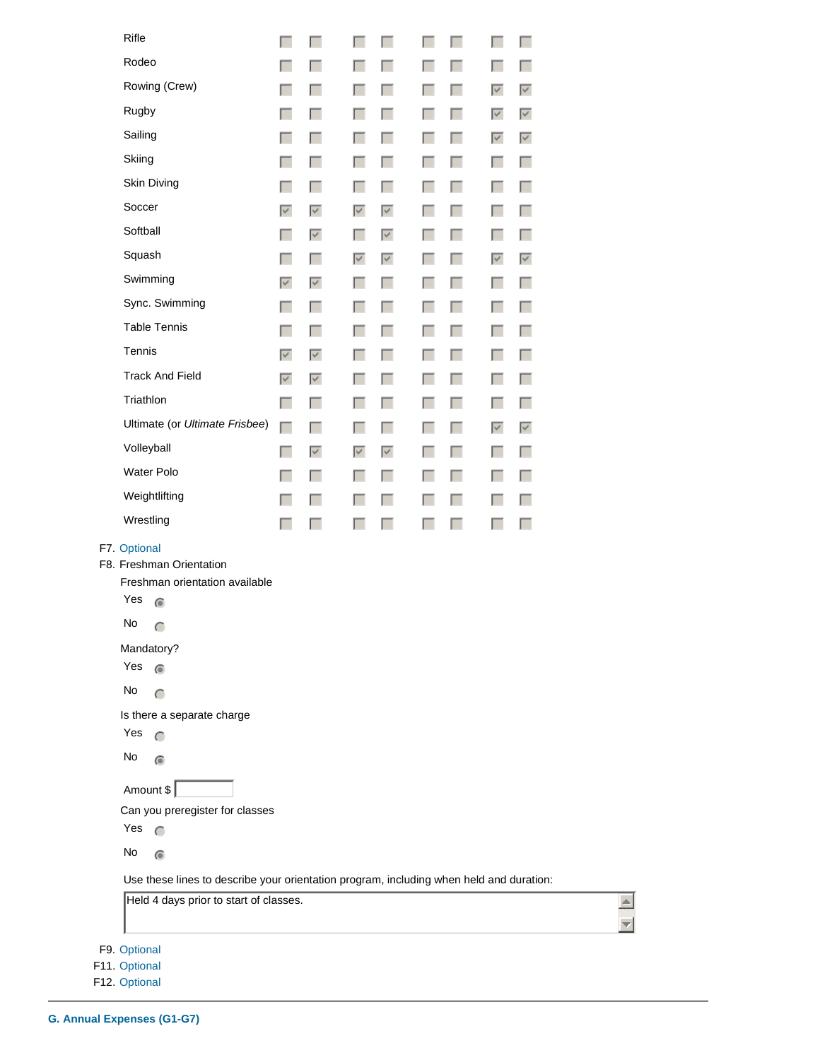| | | | | | | | | |
|---|---|---|---|---|---|---|---|---|
| Rifle | ☐ | ☐ | ☐ | ☐ | ☐ | ☐ | ☐ | ☐ |
| Rodeo | ☐ | ☐ | ☐ | ☐ | ☐ | ☐ | ☐ | ☐ |
| Rowing (Crew) | ☐ | ☐ | ☐ | ☐ | ☐ | ☐ | ☑ | ☑ |
| Rugby | ☐ | ☐ | ☐ | ☐ | ☐ | ☐ | ☑ | ☑ |
| Sailing | ☐ | ☐ | ☐ | ☐ | ☐ | ☐ | ☑ | ☑ |
| Skiing | ☐ | ☐ | ☐ | ☐ | ☐ | ☐ | ☐ | ☐ |
| Skin Diving | ☐ | ☐ | ☐ | ☐ | ☐ | ☐ | ☐ | ☐ |
| Soccer | ☑ | ☑ | ☑ | ☑ | ☐ | ☐ | ☐ | ☐ |
| Softball | ☐ | ☑ | ☐ | ☑ | ☐ | ☐ | ☐ | ☐ |
| Squash | ☐ | ☐ | ☑ | ☑ | ☐ | ☐ | ☑ | ☑ |
| Swimming | ☑ | ☑ | ☐ | ☐ | ☐ | ☐ | ☐ | ☐ |
| Sync. Swimming | ☐ | ☐ | ☐ | ☐ | ☐ | ☐ | ☐ | ☐ |
| Table Tennis | ☐ | ☐ | ☐ | ☐ | ☐ | ☐ | ☐ | ☐ |
| Tennis | ☑ | ☑ | ☐ | ☐ | ☐ | ☐ | ☐ | ☐ |
| Track And Field | ☑ | ☑ | ☐ | ☐ | ☐ | ☐ | ☐ | ☐ |
| Triathlon | ☐ | ☐ | ☐ | ☐ | ☐ | ☐ | ☐ | ☐ |
| Ultimate (or *Ultimate Frisbee*) | ☐ | ☐ | ☐ | ☐ | ☐ | ☐ | ☑ | ☑ |
| Volleyball | ☐ | ☑ | ☑ | ☑ | ☐ | ☐ | ☐ | ☐ |
| Water Polo | ☐ | ☐ | ☐ | ☐ | ☐ | ☐ | ☐ | ☐ |
| Weightlifting | ☐ | ☐ | ☐ | ☐ | ☐ | ☐ | ☐ | ☐ |
| Wrestling | ☐ | ☐ | ☐ | ☐ | ☐ | ☐ | ☐ | ☐ |

F7. Optional

F8. Freshman Orientation

Freshman orientation available

- Yes ◉
- No ○

Mandatory?

- Yes ◉
- No ○

Is there a separate charge

- Yes ○
- No ◉

Amount $ ______

Can you preregister for classes

- Yes ○
- No ◉

Use these lines to describe your orientation program, including when held and duration:

Held 4 days prior to start of classes.

F9. Optional

F11. Optional

F12. Optional

---

**G. Annual Expenses (G1-G7)**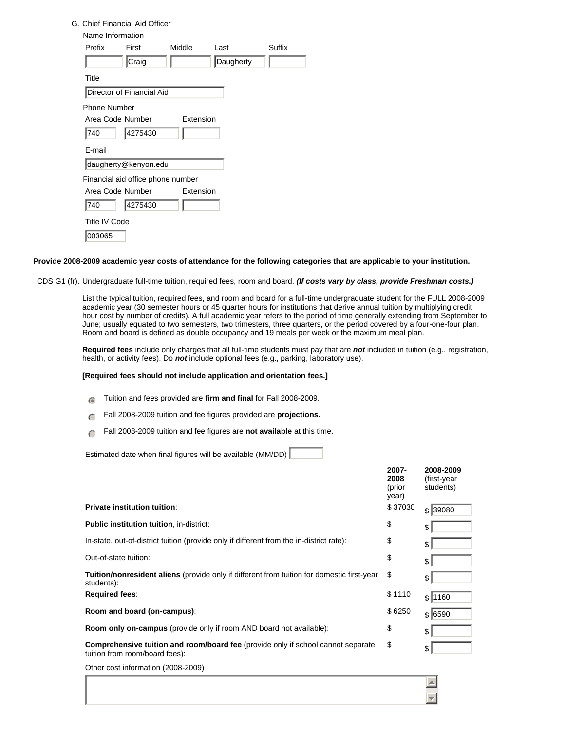G. Chief Financial Aid Officer

Name Information

| Prefix | First | Middle | Last | Suffix |
|---|---|---|---|---|
| | Craig | | Daugherty | |

Title

Director of Financial Aid

Phone Number

| Area Code | Number | Extension |
|---|---|---|
| 740 | 4275430 | |

E-mail

daugherty@kenyon.edu

Financial aid office phone number

| Area Code | Number | Extension |
|---|---|---|
| 740 | 4275430 | |

Title IV Code

003065

**Provide 2008-2009 academic year costs of attendance for the following categories that are applicable to your institution.**

CDS G1 (fr). Undergraduate full-time tuition, required fees, room and board. ***(If costs vary by class, provide Freshman costs.)***

List the typical tuition, required fees, and room and board for a full-time undergraduate student for the FULL 2008-2009 academic year (30 semester hours or 45 quarter hours for institutions that derive annual tuition by multiplying credit hour cost by number of credits). A full academic year refers to the period of time generally extending from September to June; usually equated to two semesters, two trimesters, three quarters, or the period covered by a four-one-four plan. Room and board is defined as double occupancy and 19 meals per week or the maximum meal plan.

**Required fees** include only charges that all full-time students must pay that are ***not*** included in tuition (e.g., registration, health, or activity fees). Do ***not*** include optional fees (e.g., parking, laboratory use).

**[Required fees should not include application and orientation fees.]**

- (●) Tuition and fees provided are **firm and final** for Fall 2008-2009.
- ( ) Fall 2008-2009 tuition and fee figures provided are **projections.**
- ( ) Fall 2008-2009 tuition and fee figures are **not available** at this time.

Estimated date when final figures will be available (MM/DD)

| | **2007-2008** (prior year) | **2008-2009** (first-year students) |
|---|---|---|
| **Private institution tuition**: | $ 37030 | $ 39080 |
| **Public institution tuition**, in-district: | $ | $ |
| In-state, out-of-district tuition (provide only if different from the in-district rate): | $ | $ |
| Out-of-state tuition: | $ | $ |
| **Tuition/nonresident aliens** (provide only if different from tuition for domestic first-year students): | $ | $ |
| **Required fees**: | $ 1110 | $ 1160 |
| **Room and board (on-campus)**: | $ 6250 | $ 6590 |
| **Room only on-campus** (provide only if room AND board not available): | $ | $ |
| **Comprehensive tuition and room/board fee** (provide only if school cannot separate tuition from room/board fees): | $ | $ |

Other cost information (2008-2009)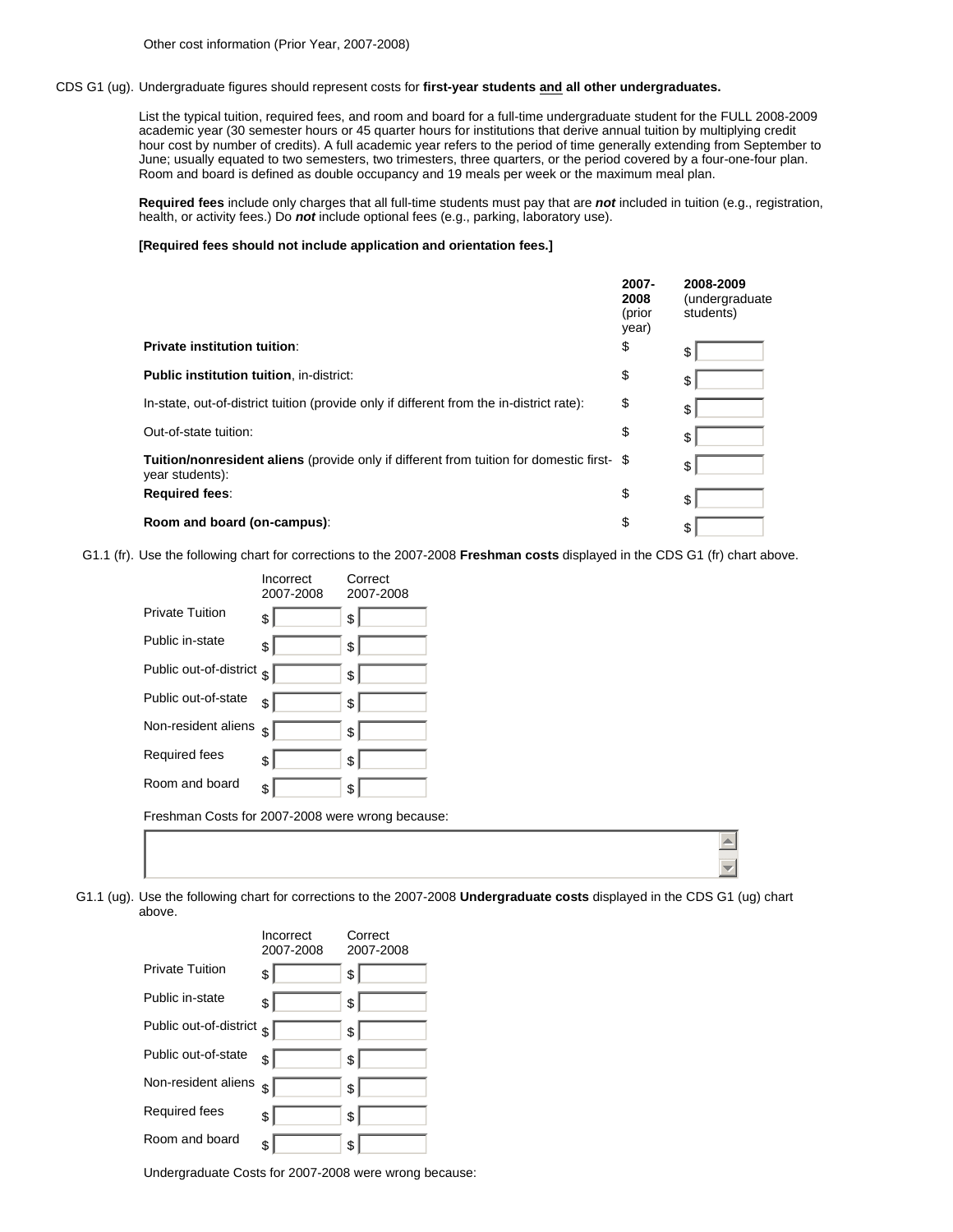Other cost information (Prior Year, 2007-2008)

CDS G1 (ug). Undergraduate figures should represent costs for **first-year students and all other undergraduates.**

List the typical tuition, required fees, and room and board for a full-time undergraduate student for the FULL 2008-2009 academic year (30 semester hours or 45 quarter hours for institutions that derive annual tuition by multiplying credit hour cost by number of credits). A full academic year refers to the period of time generally extending from September to June; usually equated to two semesters, two trimesters, three quarters, or the period covered by a four-one-four plan. Room and board is defined as double occupancy and 19 meals per week or the maximum meal plan.

**Required fees** include only charges that all full-time students must pay that are ***not*** included in tuition (e.g., registration, health, or activity fees.) Do ***not*** include optional fees (e.g., parking, laboratory use).

**[Required fees should not include application and orientation fees.]**

| | **2007-2008** (prior year) | **2008-2009** (undergraduate students) |
|---|---|---|
| **Private institution tuition**: | $ | $ |
| **Public institution tuition**, in-district: | $ | $ |
| In-state, out-of-district tuition (provide only if different from the in-district rate): | $ | $ |
| Out-of-state tuition: | $ | $ |
| **Tuition/nonresident aliens** (provide only if different from tuition for domestic first-year students): | $ | $ |
| **Required fees**: | $ | $ |
| **Room and board (on-campus)**: | $ | $ |

G1.1 (fr). Use the following chart for corrections to the 2007-2008 **Freshman costs** displayed in the CDS G1 (fr) chart above.

| | Incorrect 2007-2008 | Correct 2007-2008 |
|---|---|---|
| Private Tuition | $ | $ |
| Public in-state | $ | $ |
| Public out-of-district | $ | $ |
| Public out-of-state | $ | $ |
| Non-resident aliens | $ | $ |
| Required fees | $ | $ |
| Room and board | $ | $ |

Freshman Costs for 2007-2008 were wrong because:

G1.1 (ug). Use the following chart for corrections to the 2007-2008 **Undergraduate costs** displayed in the CDS G1 (ug) chart above.

| | Incorrect 2007-2008 | Correct 2007-2008 |
|---|---|---|
| Private Tuition | $ | $ |
| Public in-state | $ | $ |
| Public out-of-district | $ | $ |
| Public out-of-state | $ | $ |
| Non-resident aliens | $ | $ |
| Required fees | $ | $ |
| Room and board | $ | $ |

Undergraduate Costs for 2007-2008 were wrong because: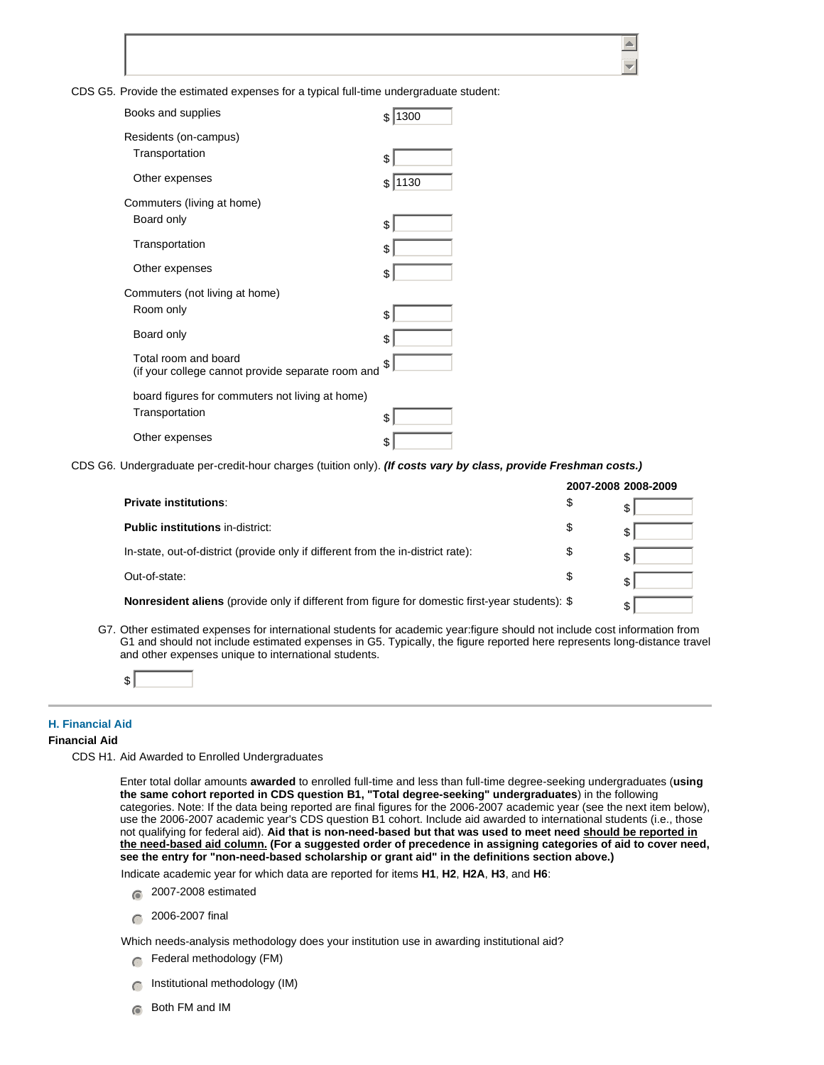CDS G5. Provide the estimated expenses for a typical full-time undergraduate student:

| | |
|---|---|
| Books and supplies | $ 1300 |
| **Residents (on-campus)** | |
| Transportation | $ |
| Other expenses | $ 1130 |
| **Commuters (living at home)** | |
| Board only | $ |
| Transportation | $ |
| Other expenses | $ |
| **Commuters (not living at home)** | |
| Room only | $ |
| Board only | $ |
| Total room and board (if your college cannot provide separate room and board figures for commuters not living at home) | $ |
| Transportation | $ |
| Other expenses | $ |

CDS G6. Undergraduate per-credit-hour charges (tuition only). ***(If costs vary by class, provide Freshman costs.)***

| | 2007-2008 | 2008-2009 |
|---|---|---|
| **Private institutions**: | $ | $ |
| **Public institutions** in-district: | $ | $ |
| In-state, out-of-district (provide only if different from the in-district rate): | $ | $ |
| Out-of-state: | $ | $ |
| **Nonresident aliens** (provide only if different from figure for domestic first-year students): | $ | $ |

G7. Other estimated expenses for international students for academic year:figure should not include cost information from G1 and should not include estimated expenses in G5. Typically, the figure reported here represents long-distance travel and other expenses unique to international students.

$

## H. Financial Aid

### Financial Aid

CDS H1. Aid Awarded to Enrolled Undergraduates

Enter total dollar amounts **awarded** to enrolled full-time and less than full-time degree-seeking undergraduates (**using the same cohort reported in CDS question B1, "Total degree-seeking" undergraduates**) in the following categories. Note: If the data being reported are final figures for the 2006-2007 academic year (see the next item below), use the 2006-2007 academic year's CDS question B1 cohort. Include aid awarded to international students (i.e., those not qualifying for federal aid). **Aid that is non-need-based but that was used to meet need should be reported in the need-based aid column. (For a suggested order of precedence in assigning categories of aid to cover need, see the entry for "non-need-based scholarship or grant aid" in the definitions section above.)**

Indicate academic year for which data are reported for items **H1**, **H2**, **H2A**, **H3**, and **H6**:

- (selected) 2007-2008 estimated
- 2006-2007 final

Which needs-analysis methodology does your institution use in awarding institutional aid?

- Federal methodology (FM)
- Institutional methodology (IM)
- (selected) Both FM and IM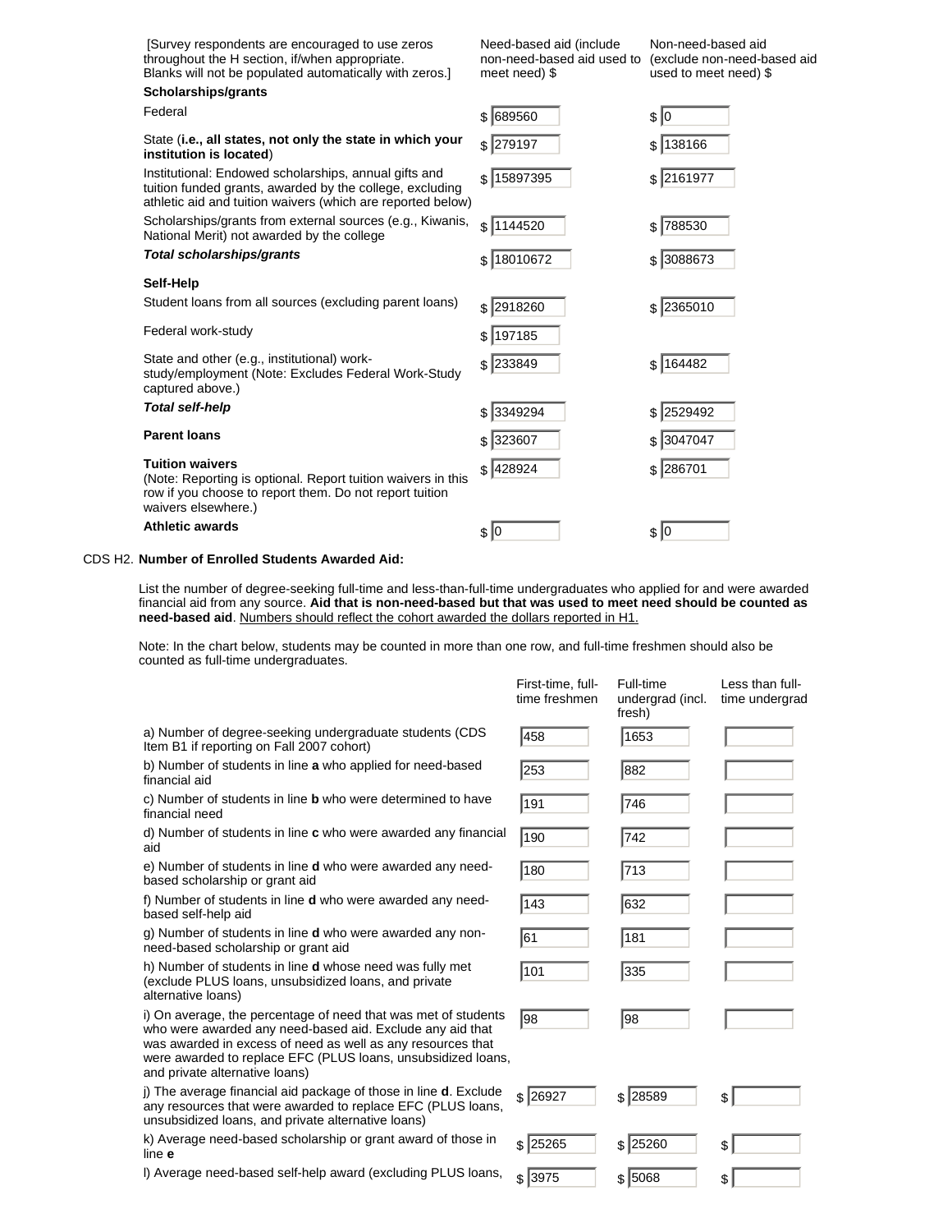| [Survey respondents are encouraged to use zeros throughout the H section, if/when appropriate. Blanks will not be populated automatically with zeros.] | Need-based aid (include non-need-based aid used to meet need) $ | Non-need-based aid (exclude non-need-based aid used to meet need) $ |
|---|---|---|
| **Scholarships/grants** | | |
| Federal | $ 689560 | $ 0 |
| State (**i.e., all states, not only the state in which your institution is located**) | $ 279197 | $ 138166 |
| Institutional: Endowed scholarships, annual gifts and tuition funded grants, awarded by the college, excluding athletic aid and tuition waivers (which are reported below) | $ 15897395 | $ 2161977 |
| Scholarships/grants from external sources (e.g., Kiwanis, National Merit) not awarded by the college | $ 1144520 | $ 788530 |
| ***Total scholarships/grants*** | $ 18010672 | $ 3088673 |
| **Self-Help** | | |
| Student loans from all sources (excluding parent loans) | $ 2918260 | $ 2365010 |
| Federal work-study | $ 197185 | |
| State and other (e.g., institutional) work-study/employment (Note: Excludes Federal Work-Study captured above.) | $ 233849 | $ 164482 |
| ***Total self-help*** | $ 3349294 | $ 2529492 |
| **Parent loans** | $ 323607 | $ 3047047 |
| **Tuition waivers** (Note: Reporting is optional. Report tuition waivers in this row if you choose to report them. Do not report tuition waivers elsewhere.) | $ 428924 | $ 286701 |
| **Athletic awards** | $ 0 | $ 0 |

CDS H2. **Number of Enrolled Students Awarded Aid:**

List the number of degree-seeking full-time and less-than-full-time undergraduates who applied for and were awarded financial aid from any source. **Aid that is non-need-based but that was used to meet need should be counted as need-based aid**. Numbers should reflect the cohort awarded the dollars reported in H1.

Note: In the chart below, students may be counted in more than one row, and full-time freshmen should also be counted as full-time undergraduates.

| | First-time, full-time freshmen | Full-time undergrad (incl. fresh) | Less than full-time undergrad |
|---|---|---|---|
| a) Number of degree-seeking undergraduate students (CDS Item B1 if reporting on Fall 2007 cohort) | 458 | 1653 | |
| b) Number of students in line **a** who applied for need-based financial aid | 253 | 882 | |
| c) Number of students in line **b** who were determined to have financial need | 191 | 746 | |
| d) Number of students in line **c** who were awarded any financial aid | 190 | 742 | |
| e) Number of students in line **d** who were awarded any need-based scholarship or grant aid | 180 | 713 | |
| f) Number of students in line **d** who were awarded any need-based self-help aid | 143 | 632 | |
| g) Number of students in line **d** who were awarded any non-need-based scholarship or grant aid | 61 | 181 | |
| h) Number of students in line **d** whose need was fully met (exclude PLUS loans, unsubsidized loans, and private alternative loans) | 101 | 335 | |
| i) On average, the percentage of need that was met of students who were awarded any need-based aid. Exclude any aid that was awarded in excess of need as well as any resources that were awarded to replace EFC (PLUS loans, unsubsidized loans, and private alternative loans) | 98 | 98 | |
| j) The average financial aid package of those in line **d**. Exclude any resources that were awarded to replace EFC (PLUS loans, unsubsidized loans, and private alternative loans) | $ 26927 | $ 28589 | $ |
| k) Average need-based scholarship or grant award of those in line **e** | $ 25265 | $ 25260 | $ |
| l) Average need-based self-help award (excluding PLUS loans, | $ 3975 | $ 5068 | $ |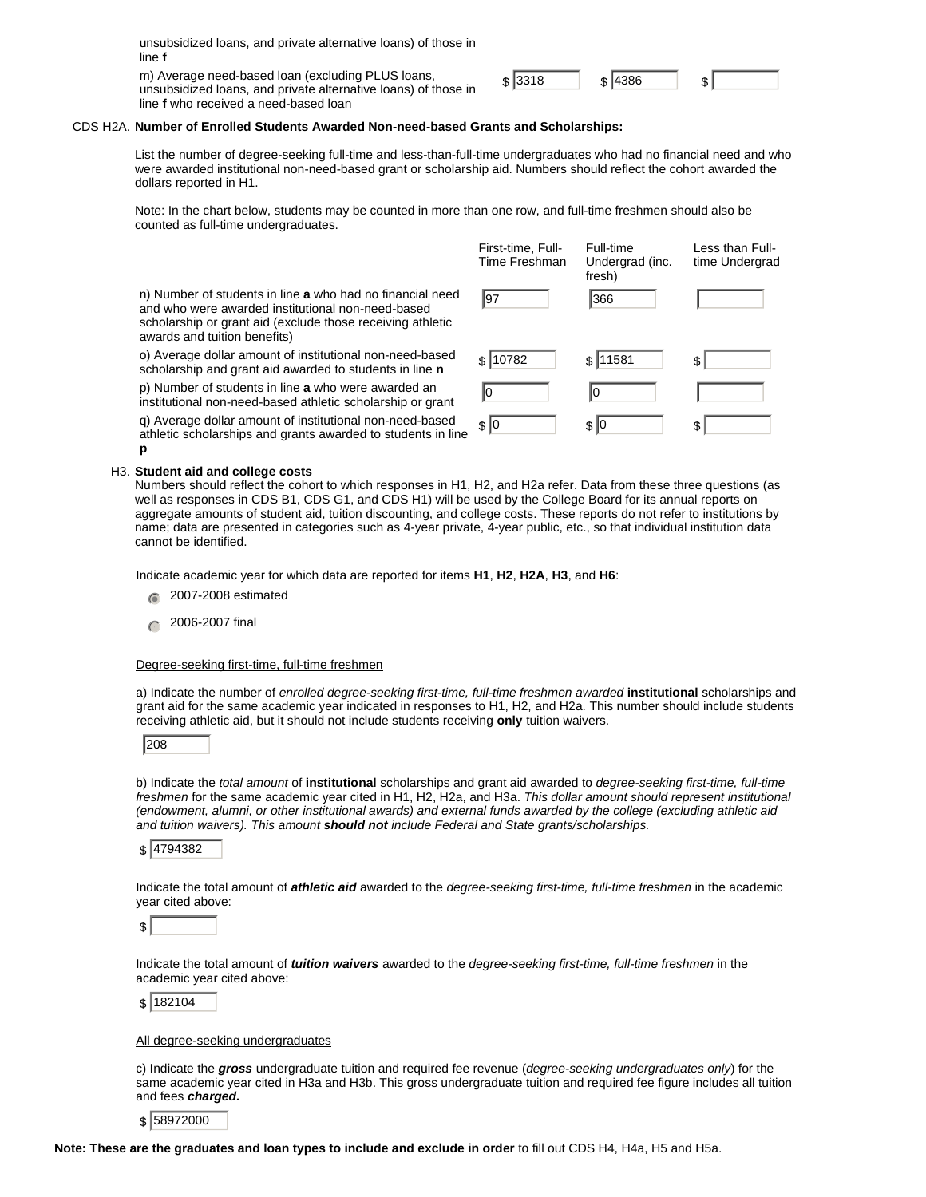| | | | |
|---|---|---|---|
| unsubsidized loans, and private alternative loans) of those in line **f** | | | |
| m) Average need-based loan (excluding PLUS loans, unsubsidized loans, and private alternative loans) of those in line **f** who received a need-based loan | $ 3318 | $ 4386 | $ |

CDS H2A. **Number of Enrolled Students Awarded Non-need-based Grants and Scholarships:**

List the number of degree-seeking full-time and less-than-full-time undergraduates who had no financial need and who were awarded institutional non-need-based grant or scholarship aid. Numbers should reflect the cohort awarded the dollars reported in H1.

Note: In the chart below, students may be counted in more than one row, and full-time freshmen should also be counted as full-time undergraduates.

| | First-time, Full-Time Freshman | Full-time Undergrad (inc. fresh) | Less than Full-time Undergrad |
|---|---|---|---|
| n) Number of students in line **a** who had no financial need and who were awarded institutional non-need-based scholarship or grant aid (exclude those receiving athletic awards and tuition benefits) | 97 | 366 | |
| o) Average dollar amount of institutional non-need-based scholarship and grant aid awarded to students in line **n** | $ 10782 | $ 11581 | $ |
| p) Number of students in line **a** who were awarded an institutional non-need-based athletic scholarship or grant | 0 | 0 | |
| q) Average dollar amount of institutional non-need-based athletic scholarships and grants awarded to students in line **p** | $ 0 | $ 0 | $ |

H3. **Student aid and college costs**

Numbers should reflect the cohort to which responses in H1, H2, and H2a refer. Data from these three questions (as well as responses in CDS B1, CDS G1, and CDS H1) will be used by the College Board for its annual reports on aggregate amounts of student aid, tuition discounting, and college costs. These reports do not refer to institutions by name; data are presented in categories such as 4-year private, 4-year public, etc., so that individual institution data cannot be identified.

Indicate academic year for which data are reported for items **H1**, **H2**, **H2A**, **H3**, and **H6**:

- (•) 2007-2008 estimated
- ( ) 2006-2007 final

Degree-seeking first-time, full-time freshmen

a) Indicate the number of *enrolled degree-seeking first-time, full-time freshmen awarded* **institutional** scholarships and grant aid for the same academic year indicated in responses to H1, H2, and H2a. This number should include students receiving athletic aid, but it should not include students receiving **only** tuition waivers.

208

b) Indicate the *total amount* of **institutional** scholarships and grant aid awarded to *degree-seeking first-time, full-time freshmen* for the same academic year cited in H1, H2, H2a, and H3a. *This dollar amount should represent institutional (endowment, alumni, or other institutional awards) and external funds awarded by the college (excluding athletic aid and tuition waivers). This amount **should not** include Federal and State grants/scholarships.*

$ 4794382

Indicate the total amount of ***athletic aid*** awarded to the *degree-seeking first-time, full-time freshmen* in the academic year cited above:

$

Indicate the total amount of ***tuition waivers*** awarded to the *degree-seeking first-time, full-time freshmen* in the academic year cited above:

$ 182104

All degree-seeking undergraduates

c) Indicate the ***gross*** undergraduate tuition and required fee revenue (*degree-seeking undergraduates only*) for the same academic year cited in H3a and H3b. This gross undergraduate tuition and required fee figure includes all tuition and fees ***charged.***

$ 58972000

**Note: These are the graduates and loan types to include and exclude in order** to fill out CDS H4, H4a, H5 and H5a.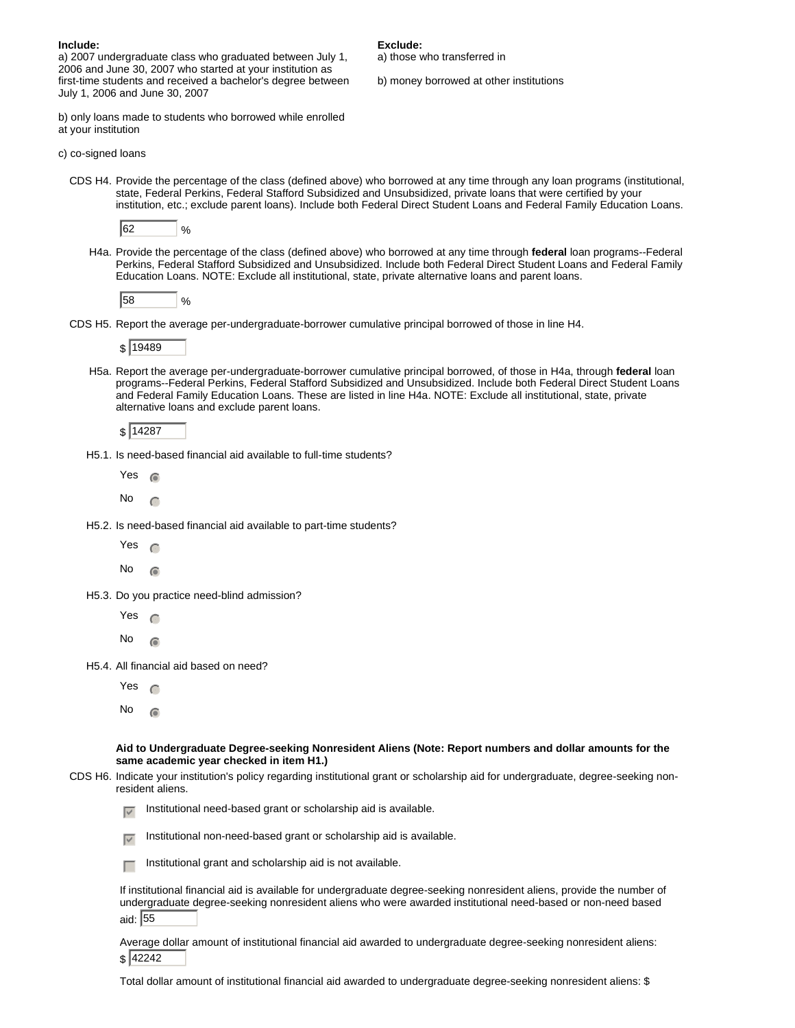**Include:**
a) 2007 undergraduate class who graduated between July 1, 2006 and June 30, 2007 who started at your institution as first-time students and received a bachelor's degree between July 1, 2006 and June 30, 2007

b) only loans made to students who borrowed while enrolled at your institution

c) co-signed loans

**Exclude:**
a) those who transferred in

b) money borrowed at other institutions

CDS H4. Provide the percentage of the class (defined above) who borrowed at any time through any loan programs (institutional, state, Federal Perkins, Federal Stafford Subsidized and Unsubsidized, private loans that were certified by your institution, etc.; exclude parent loans). Include both Federal Direct Student Loans and Federal Family Education Loans.

62 %

H4a. Provide the percentage of the class (defined above) who borrowed at any time through **federal** loan programs--Federal Perkins, Federal Stafford Subsidized and Unsubsidized. Include both Federal Direct Student Loans and Federal Family Education Loans. NOTE: Exclude all institutional, state, private alternative loans and parent loans.

58 %

CDS H5. Report the average per-undergraduate-borrower cumulative principal borrowed of those in line H4.

$ 19489

H5a. Report the average per-undergraduate-borrower cumulative principal borrowed, of those in H4a, through **federal** loan programs--Federal Perkins, Federal Stafford Subsidized and Unsubsidized. Include both Federal Direct Student Loans and Federal Family Education Loans. These are listed in line H4a. NOTE: Exclude all institutional, state, private alternative loans and exclude parent loans.

$ 14287

H5.1. Is need-based financial aid available to full-time students?

- Yes (selected)
- No

H5.2. Is need-based financial aid available to part-time students?

- Yes
- No (selected)

H5.3. Do you practice need-blind admission?

- Yes
- No (selected)

H5.4. All financial aid based on need?

- Yes
- No (selected)

**Aid to Undergraduate Degree-seeking Nonresident Aliens (Note: Report numbers and dollar amounts for the same academic year checked in item H1.)**

CDS H6. Indicate your institution's policy regarding institutional grant or scholarship aid for undergraduate, degree-seeking non-resident aliens.

- [x] Institutional need-based grant or scholarship aid is available.
- [x] Institutional non-need-based grant or scholarship aid is available.
- [ ] Institutional grant and scholarship aid is not available.

If institutional financial aid is available for undergraduate degree-seeking nonresident aliens, provide the number of undergraduate degree-seeking nonresident aliens who were awarded institutional need-based or non-need based aid: 55

Average dollar amount of institutional financial aid awarded to undergraduate degree-seeking nonresident aliens: $ 42242

Total dollar amount of institutional financial aid awarded to undergraduate degree-seeking nonresident aliens: $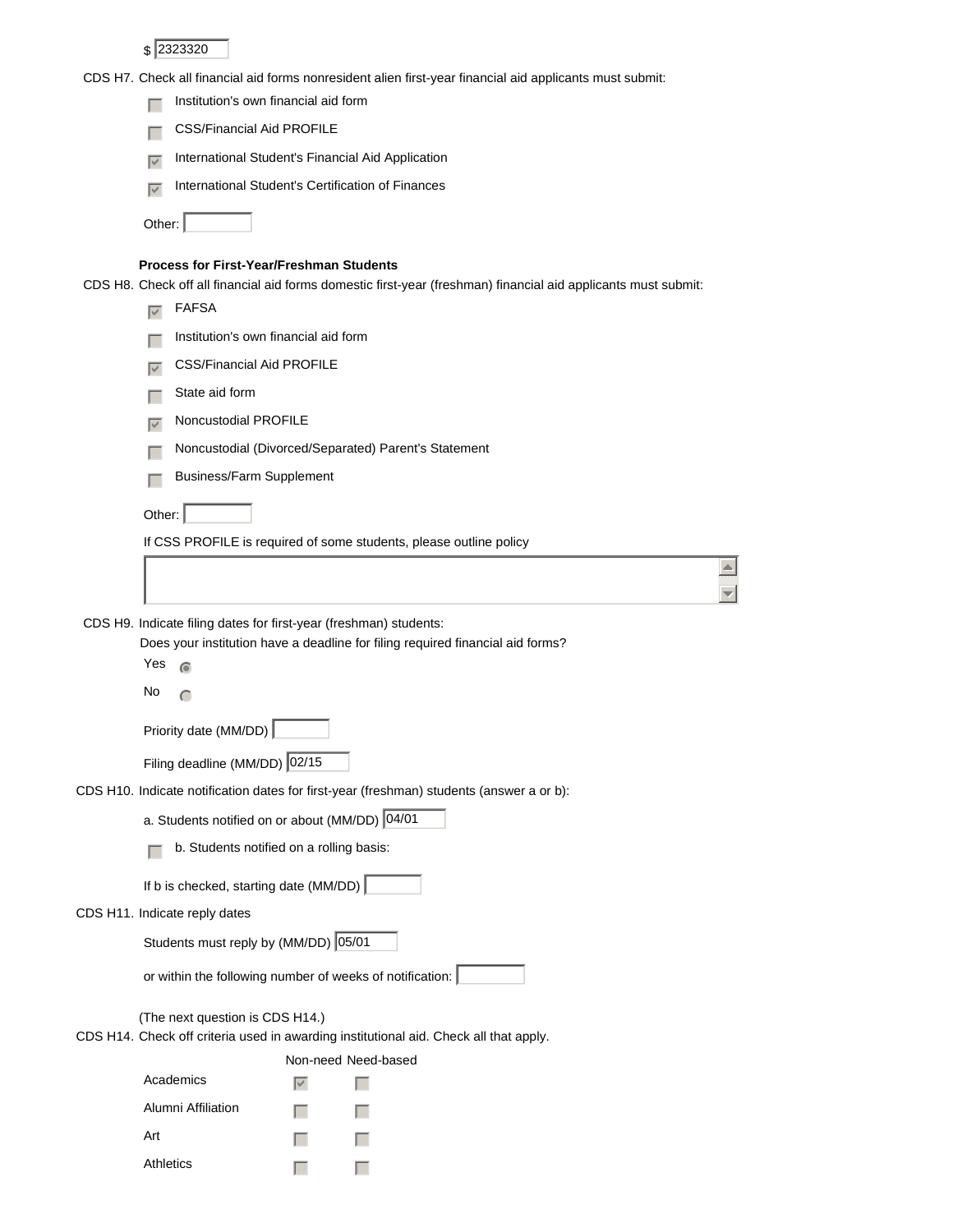$ 2323320

CDS H7. Check all financial aid forms nonresident alien first-year financial aid applicants must submit:

- [ ] Institution's own financial aid form
- [ ] CSS/Financial Aid PROFILE
- [x] International Student's Financial Aid Application
- [x] International Student's Certification of Finances

Other:

**Process for First-Year/Freshman Students**

CDS H8. Check off all financial aid forms domestic first-year (freshman) financial aid applicants must submit:

- [x] FAFSA
- [ ] Institution's own financial aid form
- [x] CSS/Financial Aid PROFILE
- [ ] State aid form
- [x] Noncustodial PROFILE
- [ ] Noncustodial (Divorced/Separated) Parent's Statement
- [ ] Business/Farm Supplement

Other:

If CSS PROFILE is required of some students, please outline policy

CDS H9. Indicate filing dates for first-year (freshman) students:

Does your institution have a deadline for filing required financial aid forms?

- (•) Yes
- ( ) No

Priority date (MM/DD)

Filing deadline (MM/DD) 02/15

CDS H10. Indicate notification dates for first-year (freshman) students (answer a or b):

a. Students notified on or about (MM/DD) 04/01

- [ ] b. Students notified on a rolling basis:

If b is checked, starting date (MM/DD)

CDS H11. Indicate reply dates

Students must reply by (MM/DD) 05/01

or within the following number of weeks of notification:

(The next question is CDS H14.)

CDS H14. Check off criteria used in awarding institutional aid. Check all that apply.

| | Non-need | Need-based |
|---|---|---|
| Academics | [x] | [ ] |
| Alumni Affiliation | [ ] | [ ] |
| Art | [ ] | [ ] |
| Athletics | [ ] | [ ] |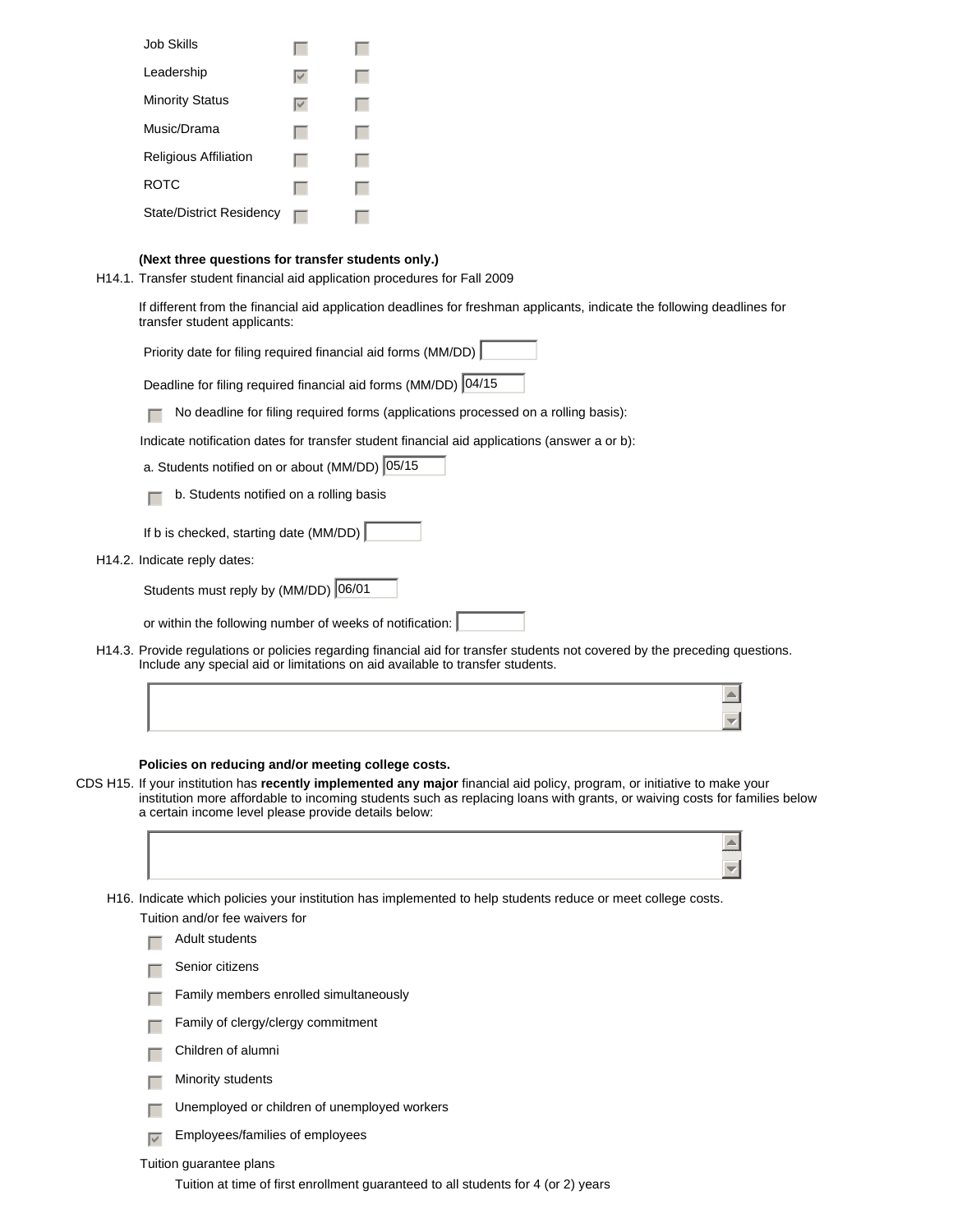| | | |
|---|---|---|
| Job Skills | ☐ | ☐ |
| Leadership | ☑ | ☐ |
| Minority Status | ☑ | ☐ |
| Music/Drama | ☐ | ☐ |
| Religious Affiliation | ☐ | ☐ |
| ROTC | ☐ | ☐ |
| State/District Residency | ☐ | ☐ |

**(Next three questions for transfer students only.)**

H14.1. Transfer student financial aid application procedures for Fall 2009

If different from the financial aid application deadlines for freshman applicants, indicate the following deadlines for transfer student applicants:

Priority date for filing required financial aid forms (MM/DD) [ ]

Deadline for filing required financial aid forms (MM/DD) [04/15]

☐ No deadline for filing required forms (applications processed on a rolling basis):

Indicate notification dates for transfer student financial aid applications (answer a or b):

a. Students notified on or about (MM/DD) [05/15]

☐ b. Students notified on a rolling basis

If b is checked, starting date (MM/DD) [ ]

H14.2. Indicate reply dates:

Students must reply by (MM/DD) [06/01]

or within the following number of weeks of notification: [ ]

H14.3. Provide regulations or policies regarding financial aid for transfer students not covered by the preceding questions. Include any special aid or limitations on aid available to transfer students.

[ ]

**Policies on reducing and/or meeting college costs.**

CDS H15. If your institution has **recently implemented any major** financial aid policy, program, or initiative to make your institution more affordable to incoming students such as replacing loans with grants, or waiving costs for families below a certain income level please provide details below:

[ ]

H16. Indicate which policies your institution has implemented to help students reduce or meet college costs.

Tuition and/or fee waivers for

- ☐ Adult students
- ☐ Senior citizens
- ☐ Family members enrolled simultaneously
- ☐ Family of clergy/clergy commitment
- ☐ Children of alumni
- ☐ Minority students
- ☐ Unemployed or children of unemployed workers
- ☑ Employees/families of employees

Tuition guarantee plans

Tuition at time of first enrollment guaranteed to all students for 4 (or 2) years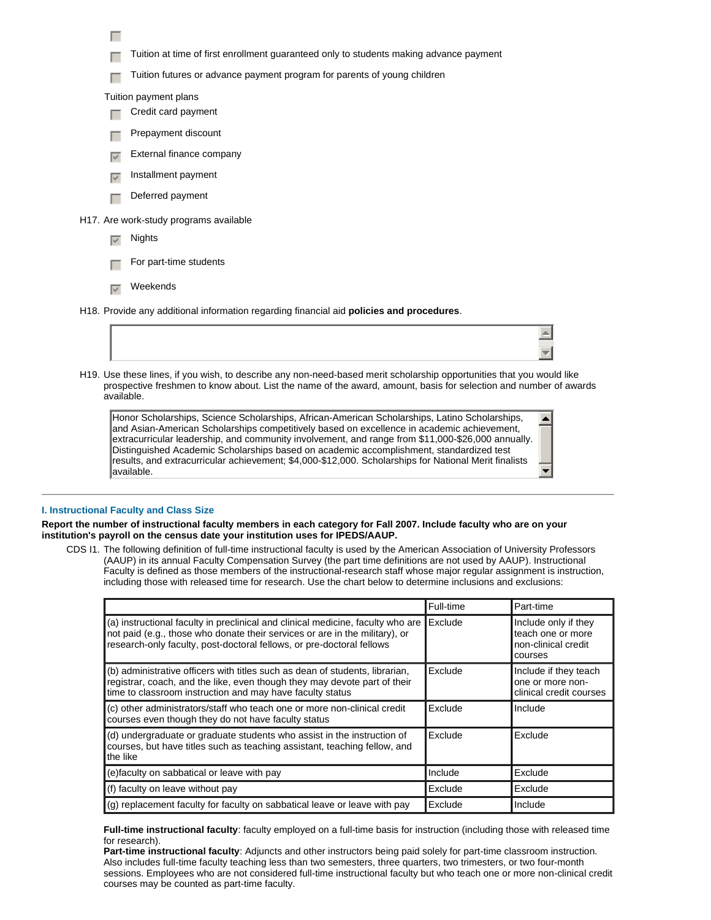- [ ] 
- [ ] Tuition at time of first enrollment guaranteed only to students making advance payment
- [ ] Tuition futures or advance payment program for parents of young children

Tuition payment plans

- [ ] Credit card payment
- [ ] Prepayment discount
- [x] External finance company
- [x] Installment payment
- [ ] Deferred payment

H17. Are work-study programs available

- [x] Nights
- [ ] For part-time students
- [x] Weekends

H18. Provide any additional information regarding financial aid **policies and procedures**.

H19. Use these lines, if you wish, to describe any non-need-based merit scholarship opportunities that you would like prospective freshmen to know about. List the name of the award, amount, basis for selection and number of awards available.

> Honor Scholarships, Science Scholarships, African-American Scholarships, Latino Scholarships, and Asian-American Scholarships competitively based on excellence in academic achievement, extracurricular leadership, and community involvement, and range from $11,000-$26,000 annually. Distinguished Academic Scholarships based on academic accomplishment, standardized test results, and extracurricular achievement; $4,000-$12,000. Scholarships for National Merit finalists available.

---

## I. Instructional Faculty and Class Size

**Report the number of instructional faculty members in each category for Fall 2007. Include faculty who are on your institution's payroll on the census date your institution uses for IPEDS/AAUP.**

CDS I1. The following definition of full-time instructional faculty is used by the American Association of University Professors (AAUP) in its annual Faculty Compensation Survey (the part time definitions are not used by AAUP). Instructional Faculty is defined as those members of the instructional-research staff whose major regular assignment is instruction, including those with released time for research. Use the chart below to determine inclusions and exclusions:

| | Full-time | Part-time |
|---|---|---|
| (a) instructional faculty in preclinical and clinical medicine, faculty who are not paid (e.g., those who donate their services or are in the military), or research-only faculty, post-doctoral fellows, or pre-doctoral fellows | Exclude | Include only if they teach one or more non-clinical credit courses |
| (b) administrative officers with titles such as dean of students, librarian, registrar, coach, and the like, even though they may devote part of their time to classroom instruction and may have faculty status | Exclude | Include if they teach one or more non-clinical credit courses |
| (c) other administrators/staff who teach one or more non-clinical credit courses even though they do not have faculty status | Exclude | Include |
| (d) undergraduate or graduate students who assist in the instruction of courses, but have titles such as teaching assistant, teaching fellow, and the like | Exclude | Exclude |
| (e)faculty on sabbatical or leave with pay | Include | Exclude |
| (f) faculty on leave without pay | Exclude | Exclude |
| (g) replacement faculty for faculty on sabbatical leave or leave with pay | Exclude | Include |

**Full-time instructional faculty**: faculty employed on a full-time basis for instruction (including those with released time for research).
**Part-time instructional faculty**: Adjuncts and other instructors being paid solely for part-time classroom instruction. Also includes full-time faculty teaching less than two semesters, three quarters, two trimesters, or two four-month sessions. Employees who are not considered full-time instructional faculty but who teach one or more non-clinical credit courses may be counted as part-time faculty.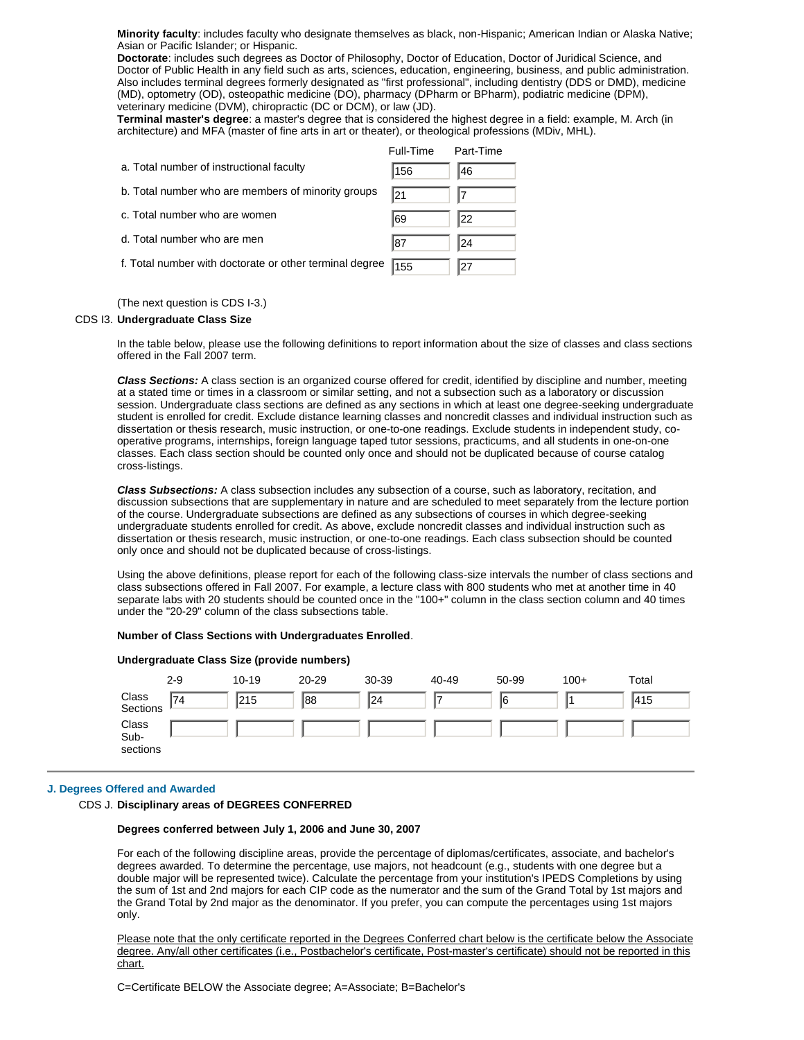**Minority faculty**: includes faculty who designate themselves as black, non-Hispanic; American Indian or Alaska Native; Asian or Pacific Islander; or Hispanic.

**Doctorate**: includes such degrees as Doctor of Philosophy, Doctor of Education, Doctor of Juridical Science, and Doctor of Public Health in any field such as arts, sciences, education, engineering, business, and public administration. Also includes terminal degrees formerly designated as "first professional", including dentistry (DDS or DMD), medicine (MD), optometry (OD), osteopathic medicine (DO), pharmacy (DPharm or BPharm), podiatric medicine (DPM), veterinary medicine (DVM), chiropractic (DC or DCM), or law (JD).

**Terminal master's degree**: a master's degree that is considered the highest degree in a field: example, M. Arch (in architecture) and MFA (master of fine arts in art or theater), or theological professions (MDiv, MHL).

| | Full-Time | Part-Time |
|---|---|---|
| a. Total number of instructional faculty | 156 | 46 |
| b. Total number who are members of minority groups | 21 | 7 |
| c. Total number who are women | 69 | 22 |
| d. Total number who are men | 87 | 24 |
| f. Total number with doctorate or other terminal degree | 155 | 27 |

(The next question is CDS I-3.)

CDS I3. **Undergraduate Class Size**

In the table below, please use the following definitions to report information about the size of classes and class sections offered in the Fall 2007 term.

***Class Sections:*** A class section is an organized course offered for credit, identified by discipline and number, meeting at a stated time or times in a classroom or similar setting, and not a subsection such as a laboratory or discussion session. Undergraduate class sections are defined as any sections in which at least one degree-seeking undergraduate student is enrolled for credit. Exclude distance learning classes and noncredit classes and individual instruction such as dissertation or thesis research, music instruction, or one-to-one readings. Exclude students in independent study, co-operative programs, internships, foreign language taped tutor sessions, practicums, and all students in one-on-one classes. Each class section should be counted only once and should not be duplicated because of course catalog cross-listings.

***Class Subsections:*** A class subsection includes any subsection of a course, such as laboratory, recitation, and discussion subsections that are supplementary in nature and are scheduled to meet separately from the lecture portion of the course. Undergraduate subsections are defined as any subsections of courses in which degree-seeking undergraduate students enrolled for credit. As above, exclude noncredit classes and individual instruction such as dissertation or thesis research, music instruction, or one-to-one readings. Each class subsection should be counted only once and should not be duplicated because of cross-listings.

Using the above definitions, please report for each of the following class-size intervals the number of class sections and class subsections offered in Fall 2007. For example, a lecture class with 800 students who met at another time in 40 separate labs with 20 students should be counted once in the "100+" column in the class section column and 40 times under the "20-29" column of the class subsections table.

**Number of Class Sections with Undergraduates Enrolled**.

**Undergraduate Class Size (provide numbers)**

| | 2-9 | 10-19 | 20-29 | 30-39 | 40-49 | 50-99 | 100+ | Total |
|---|---|---|---|---|---|---|---|---|
| Class Sections | 74 | 215 | 88 | 24 | 7 | 6 | 1 | 415 |
| Class Sub-sections | | | | | | | | |

## J. Degrees Offered and Awarded

CDS J. **Disciplinary areas of DEGREES CONFERRED**

**Degrees conferred between July 1, 2006 and June 30, 2007**

For each of the following discipline areas, provide the percentage of diplomas/certificates, associate, and bachelor's degrees awarded. To determine the percentage, use majors, not headcount (e.g., students with one degree but a double major will be represented twice). Calculate the percentage from your institution's IPEDS Completions by using the sum of 1st and 2nd majors for each CIP code as the numerator and the sum of the Grand Total by 1st majors and the Grand Total by 2nd major as the denominator. If you prefer, you can compute the percentages using 1st majors only.

<u>Please note that the only certificate reported in the Degrees Conferred chart below is the certificate below the Associate degree. Any/all other certificates (i.e., Postbachelor's certificate, Post-master's certificate) should not be reported in this chart.</u>

C=Certificate BELOW the Associate degree; A=Associate; B=Bachelor's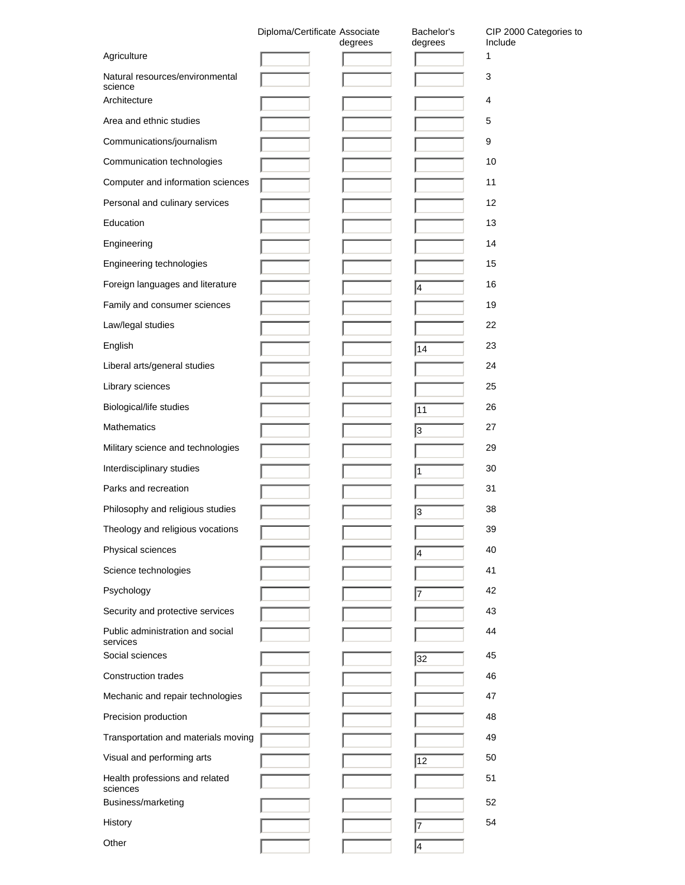| | Diploma/Certificate | Associate degrees | Bachelor's degrees | CIP 2000 Categories to Include |
|---|---|---|---|---|
| Agriculture | | | | 1 |
| Natural resources/environmental science | | | | 3 |
| Architecture | | | | 4 |
| Area and ethnic studies | | | | 5 |
| Communications/journalism | | | | 9 |
| Communication technologies | | | | 10 |
| Computer and information sciences | | | | 11 |
| Personal and culinary services | | | | 12 |
| Education | | | | 13 |
| Engineering | | | | 14 |
| Engineering technologies | | | | 15 |
| Foreign languages and literature | | | 4 | 16 |
| Family and consumer sciences | | | | 19 |
| Law/legal studies | | | | 22 |
| English | | | 14 | 23 |
| Liberal arts/general studies | | | | 24 |
| Library sciences | | | | 25 |
| Biological/life studies | | | 11 | 26 |
| Mathematics | | | 3 | 27 |
| Military science and technologies | | | | 29 |
| Interdisciplinary studies | | | 1 | 30 |
| Parks and recreation | | | | 31 |
| Philosophy and religious studies | | | 3 | 38 |
| Theology and religious vocations | | | | 39 |
| Physical sciences | | | 4 | 40 |
| Science technologies | | | | 41 |
| Psychology | | | 7 | 42 |
| Security and protective services | | | | 43 |
| Public administration and social services | | | | 44 |
| Social sciences | | | 32 | 45 |
| Construction trades | | | | 46 |
| Mechanic and repair technologies | | | | 47 |
| Precision production | | | | 48 |
| Transportation and materials moving | | | | 49 |
| Visual and performing arts | | | 12 | 50 |
| Health professions and related sciences | | | | 51 |
| Business/marketing | | | | 52 |
| History | | | 7 | 54 |
| Other | | | 4 | |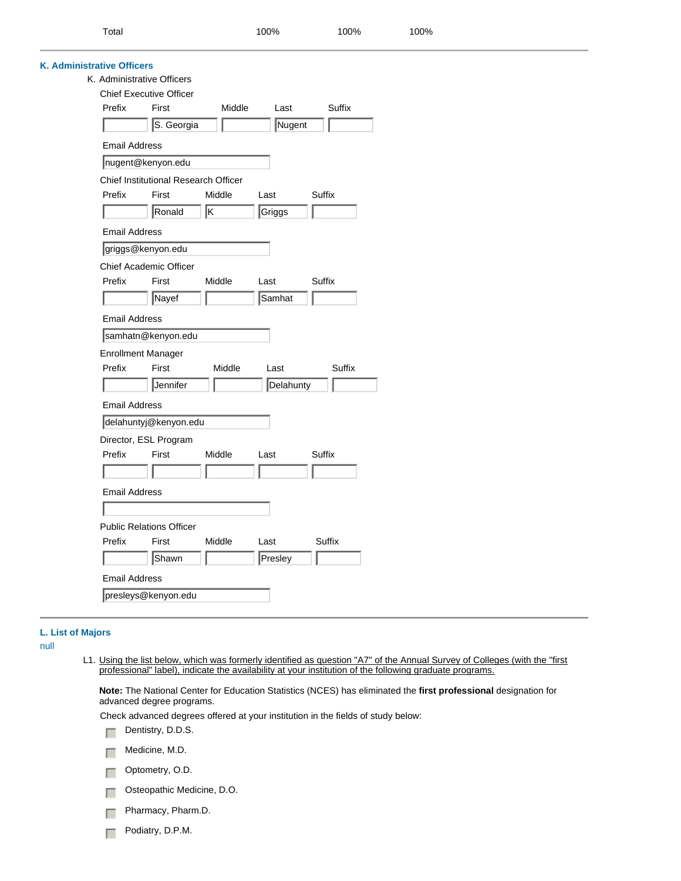| Total | 100% | 100% | 100% |
|---|---|---|---|

## K. Administrative Officers

K. Administrative Officers

Chief Executive Officer

| Prefix | First | Middle | Last | Suffix |
|---|---|---|---|---|
| | S. Georgia | | Nugent | |

Email Address

nugent@kenyon.edu

Chief Institutional Research Officer

| Prefix | First | Middle | Last | Suffix |
|---|---|---|---|---|
| | Ronald | K | Griggs | |

Email Address

griggs@kenyon.edu

Chief Academic Officer

| Prefix | First | Middle | Last | Suffix |
|---|---|---|---|---|
| | Nayef | | Samhat | |

Email Address

samhatn@kenyon.edu

Enrollment Manager

| Prefix | First | Middle | Last | Suffix |
|---|---|---|---|---|
| | Jennifer | | Delahunty | |

Email Address

delahuntyj@kenyon.edu

Director, ESL Program

| Prefix | First | Middle | Last | Suffix |
|---|---|---|---|---|
| | | | | |

Email Address

Public Relations Officer

| Prefix | First | Middle | Last | Suffix |
|---|---|---|---|---|
| | Shawn | | Presley | |

Email Address

presleys@kenyon.edu

## L. List of Majors

null

L1. Using the list below, which was formerly identified as question "A7" of the Annual Survey of Colleges (with the "first professional" label), indicate the availability at your institution of the following graduate programs.

**Note:** The National Center for Education Statistics (NCES) has eliminated the **first professional** designation for advanced degree programs.

Check advanced degrees offered at your institution in the fields of study below:

- [ ] Dentistry, D.D.S.
- [ ] Medicine, M.D.
- [ ] Optometry, O.D.
- [ ] Osteopathic Medicine, D.O.
- [ ] Pharmacy, Pharm.D.
- [ ] Podiatry, D.P.M.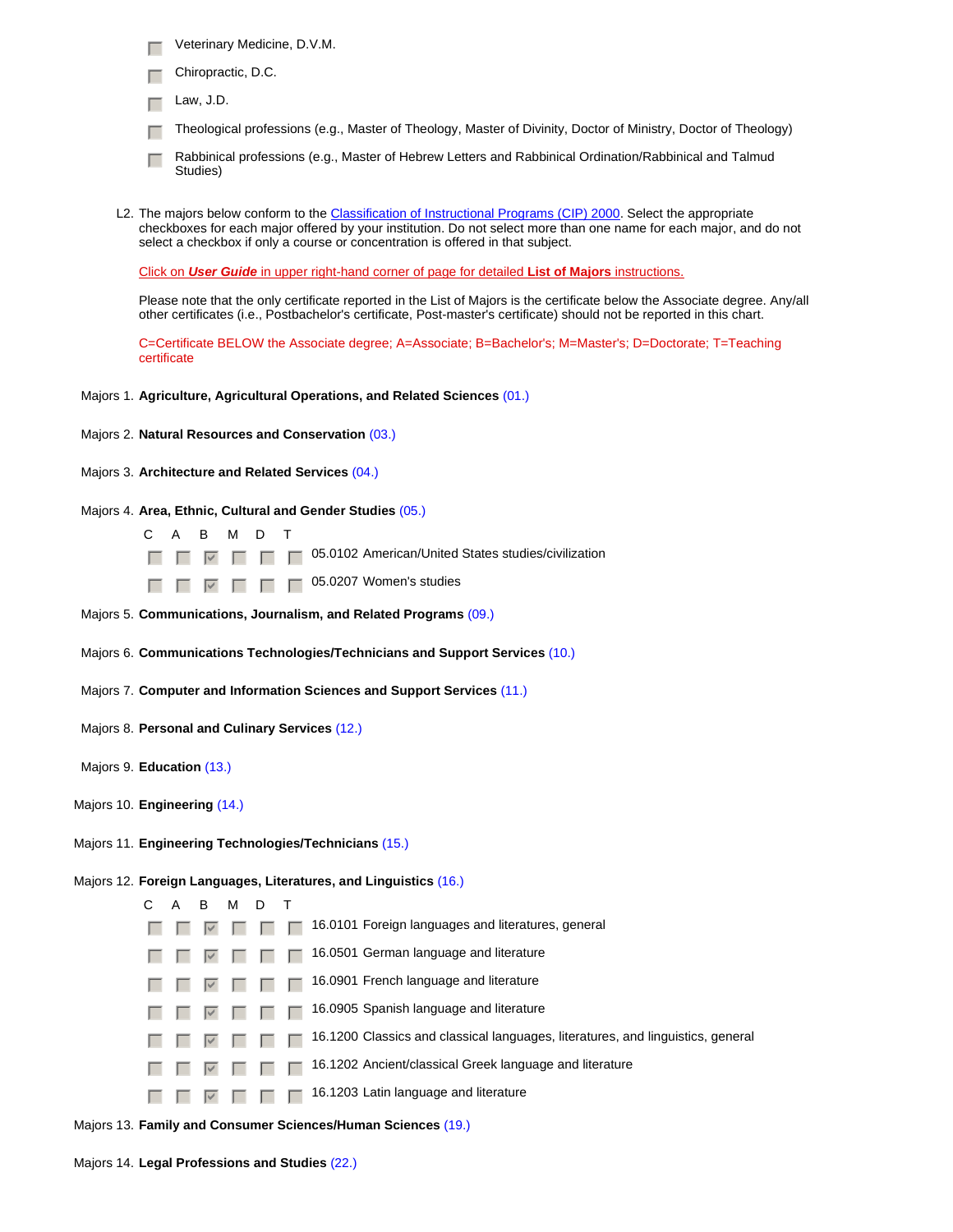- [ ] Veterinary Medicine, D.V.M.
- [ ] Chiropractic, D.C.
- [ ] Law, J.D.
- [ ] Theological professions (e.g., Master of Theology, Master of Divinity, Doctor of Ministry, Doctor of Theology)
- [ ] Rabbinical professions (e.g., Master of Hebrew Letters and Rabbinical Ordination/Rabbinical and Talmud Studies)

L2. The majors below conform to the Classification of Instructional Programs (CIP) 2000. Select the appropriate checkboxes for each major offered by your institution. Do not select more than one name for each major, and do not select a checkbox if only a course or concentration is offered in that subject.

Click on ***User Guide*** in upper right-hand corner of page for detailed **List of Majors** instructions.

Please note that the only certificate reported in the List of Majors is the certificate below the Associate degree. Any/all other certificates (i.e., Postbachelor's certificate, Post-master's certificate) should not be reported in this chart.

C=Certificate BELOW the Associate degree; A=Associate; B=Bachelor's; M=Master's; D=Doctorate; T=Teaching certificate

Majors 1. **Agriculture, Agricultural Operations, and Related Sciences** (01.)

Majors 2. **Natural Resources and Conservation** (03.)

Majors 3. **Architecture and Related Services** (04.)

Majors 4. **Area, Ethnic, Cultural and Gender Studies** (05.)

| C | A | B | M | D | T | |
|---|---|---|---|---|---|---|
| ☐ | ☐ | ☑ | ☐ | ☐ | ☐ | 05.0102 American/United States studies/civilization |
| ☐ | ☐ | ☑ | ☐ | ☐ | ☐ | 05.0207 Women's studies |

Majors 5. **Communications, Journalism, and Related Programs** (09.)

Majors 6. **Communications Technologies/Technicians and Support Services** (10.)

Majors 7. **Computer and Information Sciences and Support Services** (11.)

Majors 8. **Personal and Culinary Services** (12.)

Majors 9. **Education** (13.)

Majors 10. **Engineering** (14.)

Majors 11. **Engineering Technologies/Technicians** (15.)

Majors 12. **Foreign Languages, Literatures, and Linguistics** (16.)

| C | A | B | M | D | T | |
|---|---|---|---|---|---|---|
| ☐ | ☐ | ☑ | ☐ | ☐ | ☐ | 16.0101 Foreign languages and literatures, general |
| ☐ | ☐ | ☑ | ☐ | ☐ | ☐ | 16.0501 German language and literature |
| ☐ | ☐ | ☑ | ☐ | ☐ | ☐ | 16.0901 French language and literature |
| ☐ | ☐ | ☑ | ☐ | ☐ | ☐ | 16.0905 Spanish language and literature |
| ☐ | ☐ | ☑ | ☐ | ☐ | ☐ | 16.1200 Classics and classical languages, literatures, and linguistics, general |
| ☐ | ☐ | ☑ | ☐ | ☐ | ☐ | 16.1202 Ancient/classical Greek language and literature |
| ☐ | ☐ | ☑ | ☐ | ☐ | ☐ | 16.1203 Latin language and literature |

Majors 13. **Family and Consumer Sciences/Human Sciences** (19.)

Majors 14. **Legal Professions and Studies** (22.)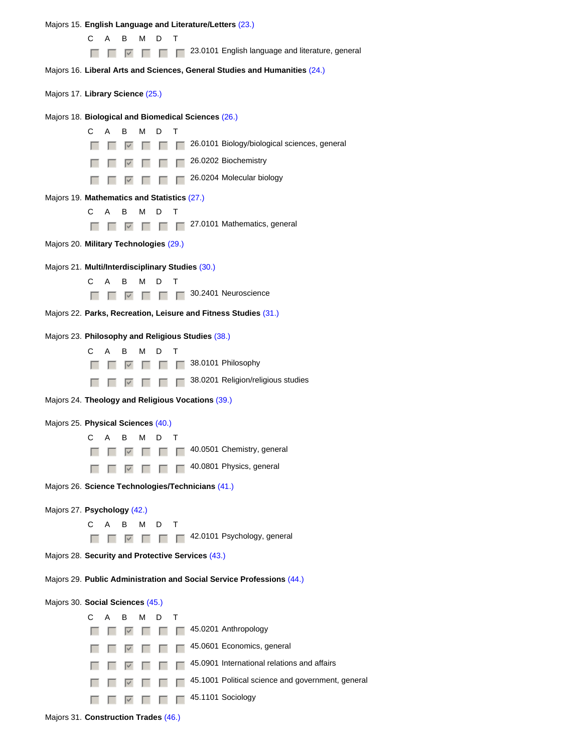Majors 15. **English Language and Literature/Letters** (23.)

| C | A | B | M | D | T | |
|---|---|---|---|---|---|---|
| ☐ | ☐ | ☑ | ☐ | ☐ | ☐ | 23.0101 English language and literature, general |

Majors 16. **Liberal Arts and Sciences, General Studies and Humanities** (24.)

Majors 17. **Library Science** (25.)

Majors 18. **Biological and Biomedical Sciences** (26.)

| C | A | B | M | D | T | |
|---|---|---|---|---|---|---|
| ☐ | ☐ | ☑ | ☐ | ☐ | ☐ | 26.0101 Biology/biological sciences, general |
| ☐ | ☐ | ☑ | ☐ | ☐ | ☐ | 26.0202 Biochemistry |
| ☐ | ☐ | ☑ | ☐ | ☐ | ☐ | 26.0204 Molecular biology |

Majors 19. **Mathematics and Statistics** (27.)

| C | A | B | M | D | T | |
|---|---|---|---|---|---|---|
| ☐ | ☐ | ☑ | ☐ | ☐ | ☐ | 27.0101 Mathematics, general |

Majors 20. **Military Technologies** (29.)

Majors 21. **Multi/Interdisciplinary Studies** (30.)

| C | A | B | M | D | T | |
|---|---|---|---|---|---|---|
| ☐ | ☐ | ☑ | ☐ | ☐ | ☐ | 30.2401 Neuroscience |

Majors 22. **Parks, Recreation, Leisure and Fitness Studies** (31.)

Majors 23. **Philosophy and Religious Studies** (38.)

| C | A | B | M | D | T | |
|---|---|---|---|---|---|---|
| ☐ | ☐ | ☑ | ☐ | ☐ | ☐ | 38.0101 Philosophy |
| ☐ | ☐ | ☑ | ☐ | ☐ | ☐ | 38.0201 Religion/religious studies |

Majors 24. **Theology and Religious Vocations** (39.)

Majors 25. **Physical Sciences** (40.)

| C | A | B | M | D | T | |
|---|---|---|---|---|---|---|
| ☐ | ☐ | ☑ | ☐ | ☐ | ☐ | 40.0501 Chemistry, general |
| ☐ | ☐ | ☑ | ☐ | ☐ | ☐ | 40.0801 Physics, general |

Majors 26. **Science Technologies/Technicians** (41.)

Majors 27. **Psychology** (42.)

| C | A | B | M | D | T | |
|---|---|---|---|---|---|---|
| ☐ | ☐ | ☑ | ☐ | ☐ | ☐ | 42.0101 Psychology, general |

Majors 28. **Security and Protective Services** (43.)

Majors 29. **Public Administration and Social Service Professions** (44.)

Majors 30. **Social Sciences** (45.)

| C | A | B | M | D | T | |
|---|---|---|---|---|---|---|
| ☐ | ☐ | ☑ | ☐ | ☐ | ☐ | 45.0201 Anthropology |
| ☐ | ☐ | ☑ | ☐ | ☐ | ☐ | 45.0601 Economics, general |
| ☐ | ☐ | ☑ | ☐ | ☐ | ☐ | 45.0901 International relations and affairs |
| ☐ | ☐ | ☑ | ☐ | ☐ | ☐ | 45.1001 Political science and government, general |
| ☐ | ☐ | ☑ | ☐ | ☐ | ☐ | 45.1101 Sociology |

Majors 31. **Construction Trades** (46.)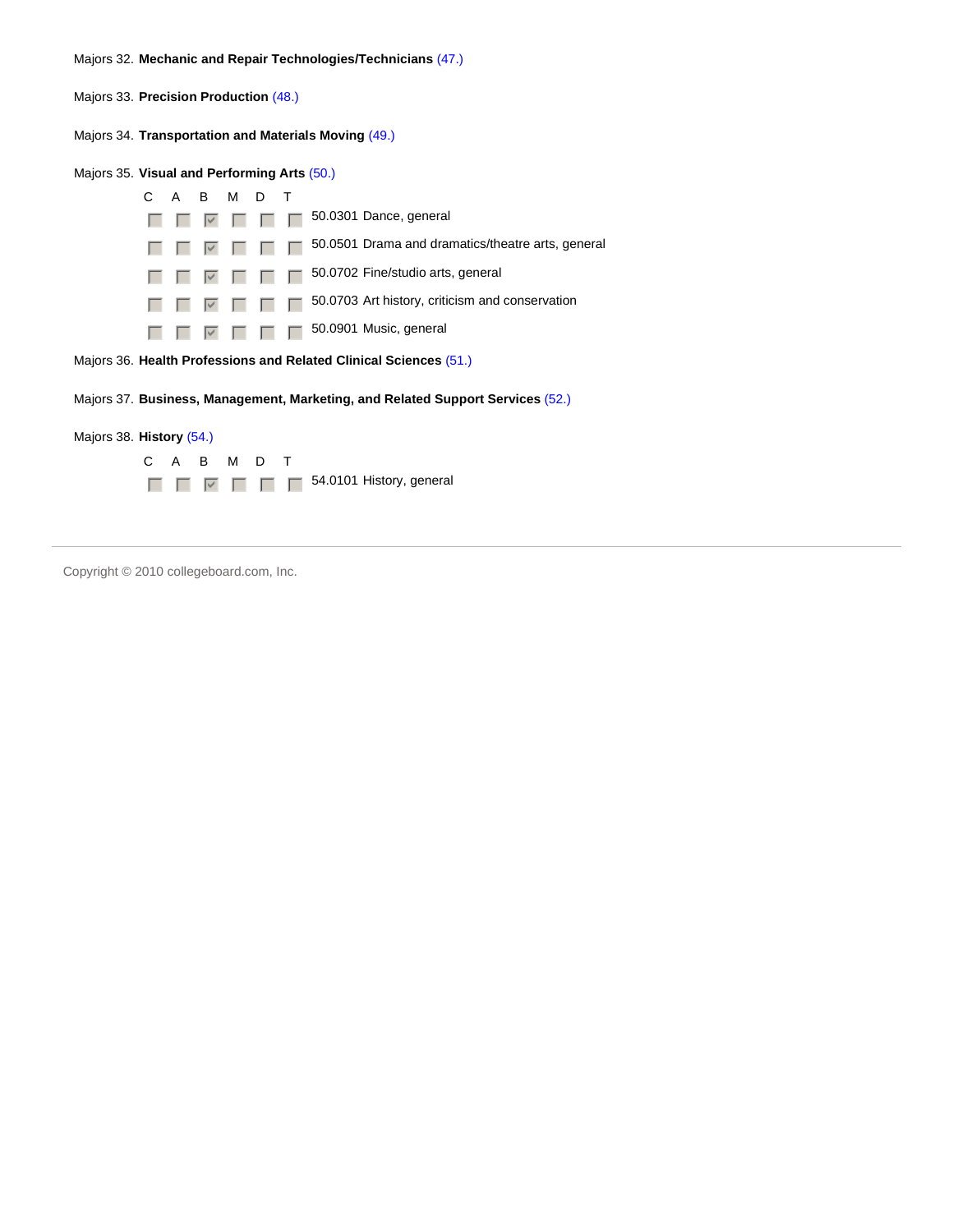Majors 32. **Mechanic and Repair Technologies/Technicians** (47.)

Majors 33. **Precision Production** (48.)

Majors 34. **Transportation and Materials Moving** (49.)

Majors 35. **Visual and Performing Arts** (50.)

| C | A | B | M | D | T | |
|---|---|---|---|---|---|---|
| ☐ | ☐ | ☑ | ☐ | ☐ | ☐ | 50.0301 Dance, general |
| ☐ | ☐ | ☑ | ☐ | ☐ | ☐ | 50.0501 Drama and dramatics/theatre arts, general |
| ☐ | ☐ | ☑ | ☐ | ☐ | ☐ | 50.0702 Fine/studio arts, general |
| ☐ | ☐ | ☑ | ☐ | ☐ | ☐ | 50.0703 Art history, criticism and conservation |
| ☐ | ☐ | ☑ | ☐ | ☐ | ☐ | 50.0901 Music, general |

Majors 36. **Health Professions and Related Clinical Sciences** (51.)

Majors 37. **Business, Management, Marketing, and Related Support Services** (52.)

Majors 38. **History** (54.)

| C | A | B | M | D | T | |
|---|---|---|---|---|---|---|
| ☐ | ☐ | ☑ | ☐ | ☐ | ☐ | 54.0101 History, general |

---

Copyright © 2010 collegeboard.com, Inc.